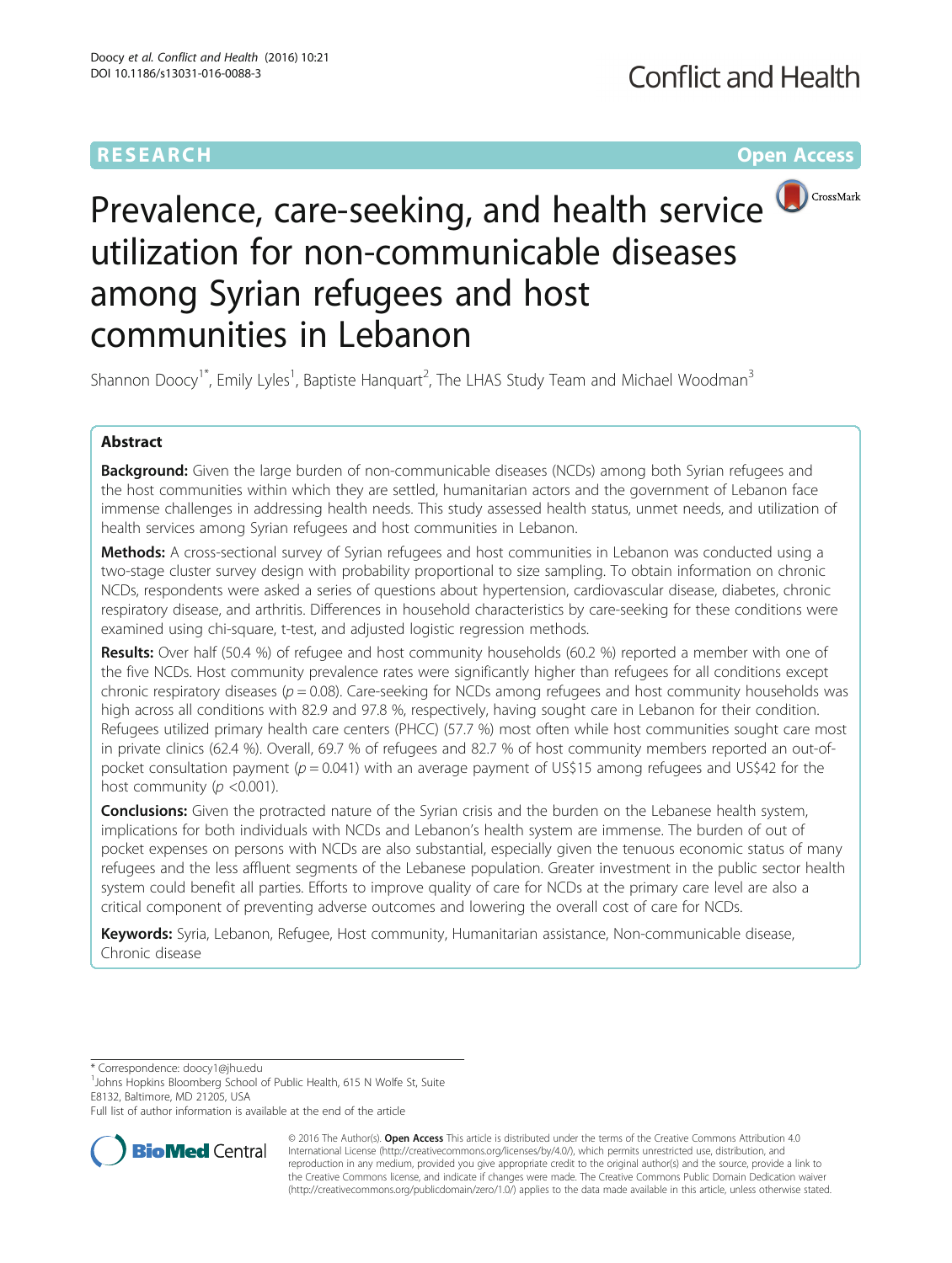RESEARCH

Open Access

# Prevalence, care-seeking, and health service utilization for non-communicable diseases among Syrian refugees and host communities in Lebanon

Shannon Doocy[1*], Emily Lyles[1], Baptiste Hanquart[2], The LHAS Study Team and Michael Woodman[3]

## Abstract

**Background:** Given the large burden of non-communicable diseases (NCDs) among both Syrian refugees and the host communities within which they are settled, humanitarian actors and the government of Lebanon face immense challenges in addressing health needs. This study assessed health status, unmet needs, and utilization of health services among Syrian refugees and host communities in Lebanon.

**Methods:** A cross-sectional survey of Syrian refugees and host communities in Lebanon was conducted using a two-stage cluster survey design with probability proportional to size sampling. To obtain information on chronic NCDs, respondents were asked a series of questions about hypertension, cardiovascular disease, diabetes, chronic respiratory disease, and arthritis. Differences in household characteristics by care-seeking for these conditions were examined using chi-square, t-test, and adjusted logistic regression methods.

**Results:** Over half (50.4 %) of refugee and host community households (60.2 %) reported a member with one of the five NCDs. Host community prevalence rates were significantly higher than refugees for all conditions except chronic respiratory diseases ($p = 0.08$). Care-seeking for NCDs among refugees and host community households was high across all conditions with 82.9 and 97.8 %, respectively, having sought care in Lebanon for their condition. Refugees utilized primary health care centers (PHCC) (57.7 %) most often while host communities sought care most in private clinics (62.4 %). Overall, 69.7 % of refugees and 82.7 % of host community members reported an out-of-pocket consultation payment ($p = 0.041$) with an average payment of US$15 among refugees and US$42 for the host community ($p < 0.001$).

**Conclusions:** Given the protracted nature of the Syrian crisis and the burden on the Lebanese health system, implications for both individuals with NCDs and Lebanon's health system are immense. The burden of out of pocket expenses on persons with NCDs are also substantial, especially given the tenuous economic status of many refugees and the less affluent segments of the Lebanese population. Greater investment in the public sector health system could benefit all parties. Efforts to improve quality of care for NCDs at the primary care level are also a critical component of preventing adverse outcomes and lowering the overall cost of care for NCDs.

**Keywords:** Syria, Lebanon, Refugee, Host community, Humanitarian assistance, Non-communicable disease, Chronic disease

---

\* Correspondence: doocy1@jhu.edu
[1]Johns Hopkins Bloomberg School of Public Health, 615 N Wolfe St, Suite E8132, Baltimore, MD 21205, USA
Full list of author information is available at the end of the article

© 2016 The Author(s). **Open Access** This article is distributed under the terms of the Creative Commons Attribution 4.0 International License (http://creativecommons.org/licenses/by/4.0/), which permits unrestricted use, distribution, and reproduction in any medium, provided you give appropriate credit to the original author(s) and the source, provide a link to the Creative Commons license, and indicate if changes were made. The Creative Commons Public Domain Dedication waiver (http://creativecommons.org/publicdomain/zero/1.0/) applies to the data made available in this article, unless otherwise stated.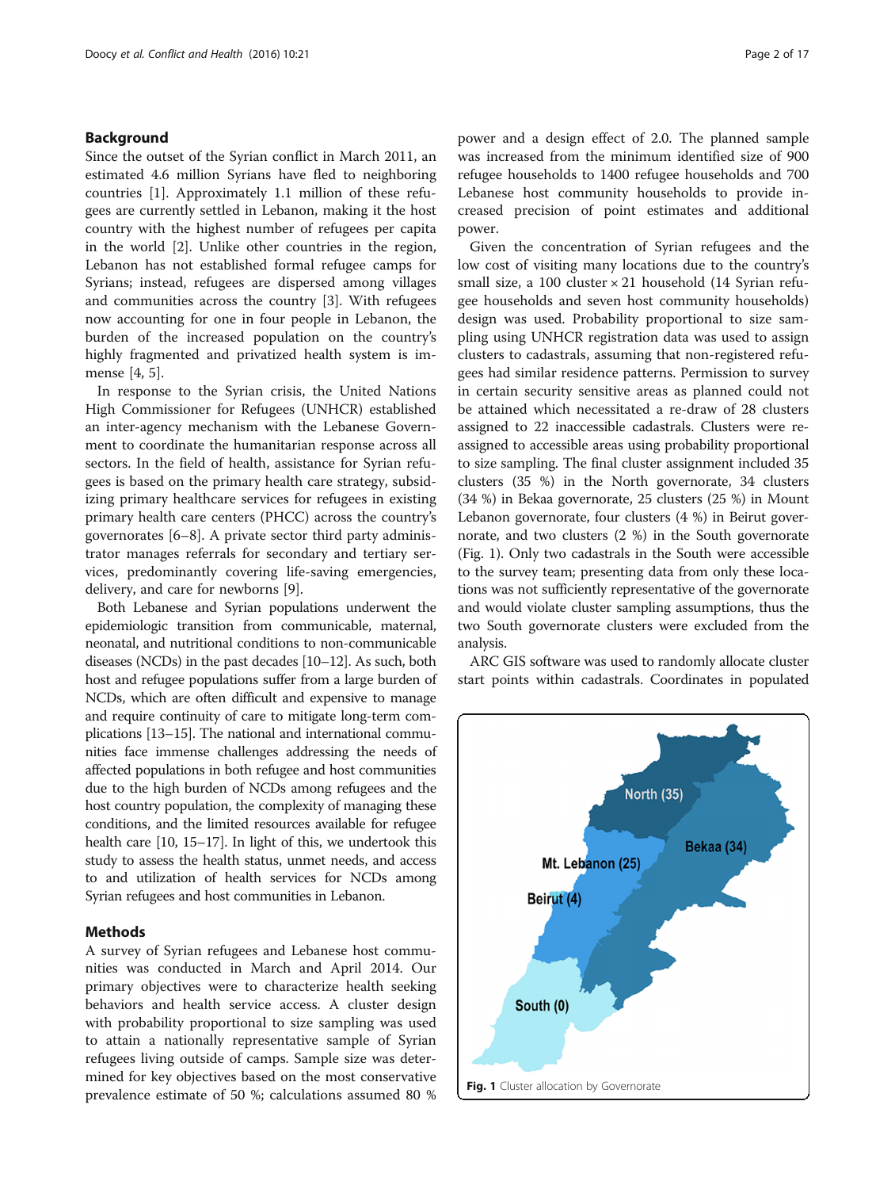## Background

Since the outset of the Syrian conflict in March 2011, an estimated 4.6 million Syrians have fled to neighboring countries [1]. Approximately 1.1 million of these refugees are currently settled in Lebanon, making it the host country with the highest number of refugees per capita in the world [2]. Unlike other countries in the region, Lebanon has not established formal refugee camps for Syrians; instead, refugees are dispersed among villages and communities across the country [3]. With refugees now accounting for one in four people in Lebanon, the burden of the increased population on the country's highly fragmented and privatized health system is immense [4, 5].

In response to the Syrian crisis, the United Nations High Commissioner for Refugees (UNHCR) established an inter-agency mechanism with the Lebanese Government to coordinate the humanitarian response across all sectors. In the field of health, assistance for Syrian refugees is based on the primary health care strategy, subsidizing primary healthcare services for refugees in existing primary health care centers (PHCC) across the country's governorates [6–8]. A private sector third party administrator manages referrals for secondary and tertiary services, predominantly covering life-saving emergencies, delivery, and care for newborns [9].

Both Lebanese and Syrian populations underwent the epidemiologic transition from communicable, maternal, neonatal, and nutritional conditions to non-communicable diseases (NCDs) in the past decades [10–12]. As such, both host and refugee populations suffer from a large burden of NCDs, which are often difficult and expensive to manage and require continuity of care to mitigate long-term complications [13–15]. The national and international communities face immense challenges addressing the needs of affected populations in both refugee and host communities due to the high burden of NCDs among refugees and the host country population, the complexity of managing these conditions, and the limited resources available for refugee health care [10, 15–17]. In light of this, we undertook this study to assess the health status, unmet needs, and access to and utilization of health services for NCDs among Syrian refugees and host communities in Lebanon.

## Methods

A survey of Syrian refugees and Lebanese host communities was conducted in March and April 2014. Our primary objectives were to characterize health seeking behaviors and health service access. A cluster design with probability proportional to size sampling was used to attain a nationally representative sample of Syrian refugees living outside of camps. Sample size was determined for key objectives based on the most conservative prevalence estimate of 50 %; calculations assumed 80 % power and a design effect of 2.0. The planned sample was increased from the minimum identified size of 900 refugee households to 1400 refugee households and 700 Lebanese host community households to provide increased precision of point estimates and additional power.

Given the concentration of Syrian refugees and the low cost of visiting many locations due to the country's small size, a 100 cluster × 21 household (14 Syrian refugee households and seven host community households) design was used. Probability proportional to size sampling using UNHCR registration data was used to assign clusters to cadastrals, assuming that non-registered refugees had similar residence patterns. Permission to survey in certain security sensitive areas as planned could not be attained which necessitated a re-draw of 28 clusters assigned to 22 inaccessible cadastrals. Clusters were re-assigned to accessible areas using probability proportional to size sampling. The final cluster assignment included 35 clusters (35 %) in the North governorate, 34 clusters (34 %) in Bekaa governorate, 25 clusters (25 %) in Mount Lebanon governorate, four clusters (4 %) in Beirut governorate, and two clusters (2 %) in the South governorate (Fig. 1). Only two cadastrals in the South were accessible to the survey team; presenting data from only these locations was not sufficiently representative of the governorate and would violate cluster sampling assumptions, thus the two South governorate clusters were excluded from the analysis.

ARC GIS software was used to randomly allocate cluster start points within cadastrals. Coordinates in populated

North (35)

Bekaa (34)

Mt. Lebanon (25)

Beirut (4)

South (0)

**Fig. 1** Cluster allocation by Governorate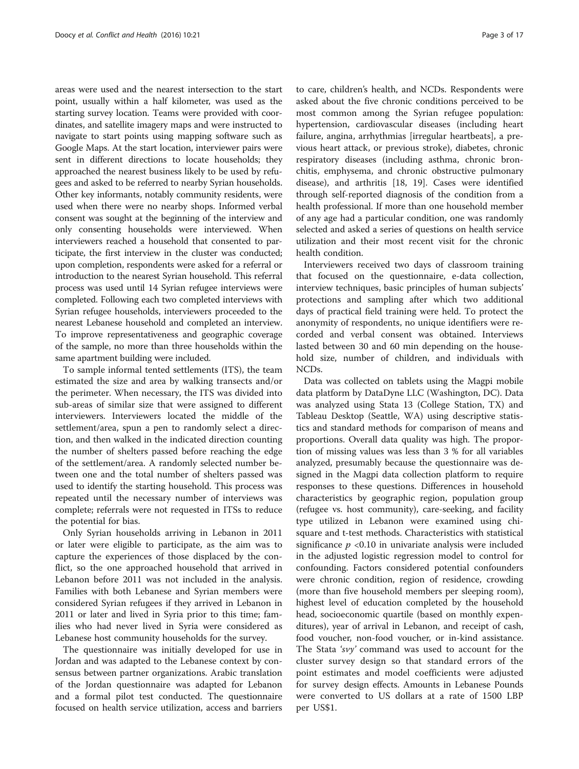areas were used and the nearest intersection to the start point, usually within a half kilometer, was used as the starting survey location. Teams were provided with coordinates, and satellite imagery maps and were instructed to navigate to start points using mapping software such as Google Maps. At the start location, interviewer pairs were sent in different directions to locate households; they approached the nearest business likely to be used by refugees and asked to be referred to nearby Syrian households. Other key informants, notably community residents, were used when there were no nearby shops. Informed verbal consent was sought at the beginning of the interview and only consenting households were interviewed. When interviewers reached a household that consented to participate, the first interview in the cluster was conducted; upon completion, respondents were asked for a referral or introduction to the nearest Syrian household. This referral process was used until 14 Syrian refugee interviews were completed. Following each two completed interviews with Syrian refugee households, interviewers proceeded to the nearest Lebanese household and completed an interview. To improve representativeness and geographic coverage of the sample, no more than three households within the same apartment building were included.

To sample informal tented settlements (ITS), the team estimated the size and area by walking transects and/or the perimeter. When necessary, the ITS was divided into sub-areas of similar size that were assigned to different interviewers. Interviewers located the middle of the settlement/area, spun a pen to randomly select a direction, and then walked in the indicated direction counting the number of shelters passed before reaching the edge of the settlement/area. A randomly selected number between one and the total number of shelters passed was used to identify the starting household. This process was repeated until the necessary number of interviews was complete; referrals were not requested in ITSs to reduce the potential for bias.

Only Syrian households arriving in Lebanon in 2011 or later were eligible to participate, as the aim was to capture the experiences of those displaced by the conflict, so the one approached household that arrived in Lebanon before 2011 was not included in the analysis. Families with both Lebanese and Syrian members were considered Syrian refugees if they arrived in Lebanon in 2011 or later and lived in Syria prior to this time; families who had never lived in Syria were considered as Lebanese host community households for the survey.

The questionnaire was initially developed for use in Jordan and was adapted to the Lebanese context by consensus between partner organizations. Arabic translation of the Jordan questionnaire was adapted for Lebanon and a formal pilot test conducted. The questionnaire focused on health service utilization, access and barriers to care, children's health, and NCDs. Respondents were asked about the five chronic conditions perceived to be most common among the Syrian refugee population: hypertension, cardiovascular diseases (including heart failure, angina, arrhythmias [irregular heartbeats], a previous heart attack, or previous stroke), diabetes, chronic respiratory diseases (including asthma, chronic bronchitis, emphysema, and chronic obstructive pulmonary disease), and arthritis [18, 19]. Cases were identified through self-reported diagnosis of the condition from a health professional. If more than one household member of any age had a particular condition, one was randomly selected and asked a series of questions on health service utilization and their most recent visit for the chronic health condition.

Interviewers received two days of classroom training that focused on the questionnaire, e-data collection, interview techniques, basic principles of human subjects' protections and sampling after which two additional days of practical field training were held. To protect the anonymity of respondents, no unique identifiers were recorded and verbal consent was obtained. Interviews lasted between 30 and 60 min depending on the household size, number of children, and individuals with NCDs.

Data was collected on tablets using the Magpi mobile data platform by DataDyne LLC (Washington, DC). Data was analyzed using Stata 13 (College Station, TX) and Tableau Desktop (Seattle, WA) using descriptive statistics and standard methods for comparison of means and proportions. Overall data quality was high. The proportion of missing values was less than 3 % for all variables analyzed, presumably because the questionnaire was designed in the Magpi data collection platform to require responses to these questions. Differences in household characteristics by geographic region, population group (refugee vs. host community), care-seeking, and facility type utilized in Lebanon were examined using chi-square and t-test methods. Characteristics with statistical significance $p < 0.10$ in univariate analysis were included in the adjusted logistic regression model to control for confounding. Factors considered potential confounders were chronic condition, region of residence, crowding (more than five household members per sleeping room), highest level of education completed by the household head, socioeconomic quartile (based on monthly expenditures), year of arrival in Lebanon, and receipt of cash, food voucher, non-food voucher, or in-kind assistance. The Stata '*svy*' command was used to account for the cluster survey design so that standard errors of the point estimates and model coefficients were adjusted for survey design effects. Amounts in Lebanese Pounds were converted to US dollars at a rate of 1500 LBP per US$1.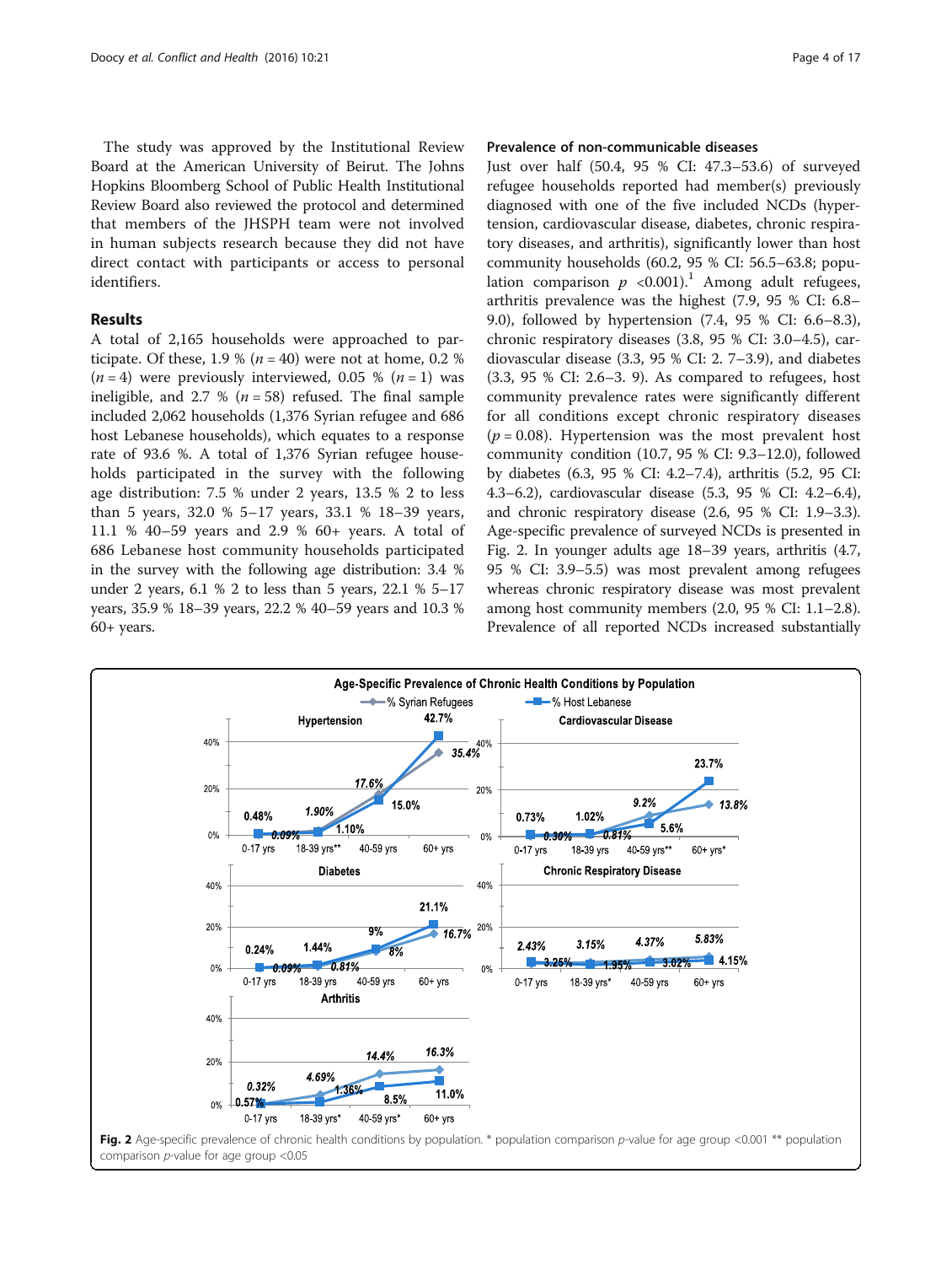The study was approved by the Institutional Review Board at the American University of Beirut. The Johns Hopkins Bloomberg School of Public Health Institutional Review Board also reviewed the protocol and determined that members of the JHSPH team were not involved in human subjects research because they did not have direct contact with participants or access to personal identifiers.

## Results

A total of 2,165 households were approached to participate. Of these, 1.9 % ($n = 40$) were not at home, 0.2 % ($n = 4$) were previously interviewed, 0.05 % ($n = 1$) was ineligible, and 2.7 % ($n = 58$) refused. The final sample included 2,062 households (1,376 Syrian refugee and 686 host Lebanese households), which equates to a response rate of 93.6 %. A total of 1,376 Syrian refugee households participated in the survey with the following age distribution: 7.5 % under 2 years, 13.5 % 2 to less than 5 years, 32.0 % 5–17 years, 33.1 % 18–39 years, 11.1 % 40–59 years and 2.9 % 60+ years. A total of 686 Lebanese host community households participated in the survey with the following age distribution: 3.4 % under 2 years, 6.1 % 2 to less than 5 years, 22.1 % 5–17 years, 35.9 % 18–39 years, 22.2 % 40–59 years and 10.3 % 60+ years.

### Prevalence of non-communicable diseases

Just over half (50.4, 95 % CI: 47.3–53.6) of surveyed refugee households reported had member(s) previously diagnosed with one of the five included NCDs (hypertension, cardiovascular disease, diabetes, chronic respiratory diseases, and arthritis), significantly lower than host community households (60.2, 95 % CI: 56.5–63.8; population comparison $p < 0.001$).[1] Among adult refugees, arthritis prevalence was the highest (7.9, 95 % CI: 6.8–9.0), followed by hypertension (7.4, 95 % CI: 6.6–8.3), chronic respiratory diseases (3.8, 95 % CI: 3.0–4.5), cardiovascular disease (3.3, 95 % CI: 2. 7–3.9), and diabetes (3.3, 95 % CI: 2.6–3. 9). As compared to refugees, host community prevalence rates were significantly different for all conditions except chronic respiratory diseases ($p = 0.08$). Hypertension was the most prevalent host community condition (10.7, 95 % CI: 9.3–12.0), followed by diabetes (6.3, 95 % CI: 4.2–7.4), arthritis (5.2, 95 CI: 4.3–6.2), cardiovascular disease (5.3, 95 % CI: 4.2–6.4), and chronic respiratory disease (2.6, 95 % CI: 1.9–3.3). Age-specific prevalence of surveyed NCDs is presented in Fig. 2. In younger adults age 18–39 years, arthritis (4.7, 95 % CI: 3.9–5.5) was most prevalent among refugees whereas chronic respiratory disease was most prevalent among host community members (2.0, 95 % CI: 1.1–2.8). Prevalence of all reported NCDs increased substantially

**Fig. 2** Age-specific prevalence of chronic health conditions by population. * population comparison $p$-value for age group <0.001 ** population comparison $p$-value for age group <0.05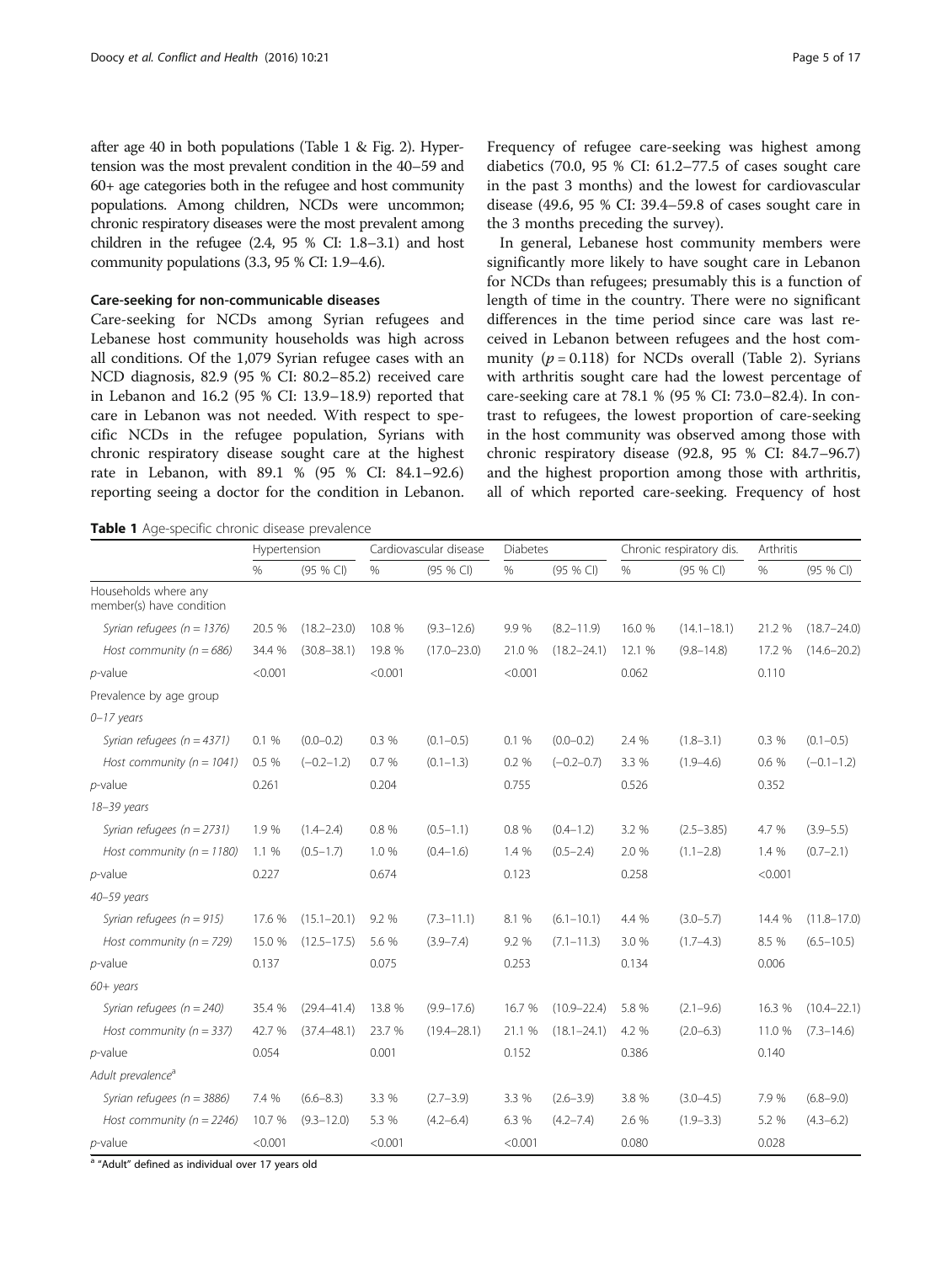after age 40 in both populations (Table 1 & Fig. 2). Hypertension was the most prevalent condition in the 40–59 and 60+ age categories both in the refugee and host community populations. Among children, NCDs were uncommon; chronic respiratory diseases were the most prevalent among children in the refugee (2.4, 95 % CI: 1.8–3.1) and host community populations (3.3, 95 % CI: 1.9–4.6).

### Care-seeking for non-communicable diseases

Care-seeking for NCDs among Syrian refugees and Lebanese host community households was high across all conditions. Of the 1,079 Syrian refugee cases with an NCD diagnosis, 82.9 (95 % CI: 80.2–85.2) received care in Lebanon and 16.2 (95 % CI: 13.9–18.9) reported that care in Lebanon was not needed. With respect to specific NCDs in the refugee population, Syrians with chronic respiratory disease sought care at the highest rate in Lebanon, with 89.1 % (95 % CI: 84.1–92.6) reporting seeing a doctor for the condition in Lebanon. Frequency of refugee care-seeking was highest among diabetics (70.0, 95 % CI: 61.2–77.5 of cases sought care in the past 3 months) and the lowest for cardiovascular disease (49.6, 95 % CI: 39.4–59.8 of cases sought care in the 3 months preceding the survey).

In general, Lebanese host community members were significantly more likely to have sought care in Lebanon for NCDs than refugees; presumably this is a function of length of time in the country. There were no significant differences in the time period since care was last received in Lebanon between refugees and the host community ($p = 0.118$) for NCDs overall (Table 2). Syrians with arthritis sought care had the lowest percentage of care-seeking care at 78.1 % (95 % CI: 73.0–82.4). In contrast to refugees, the lowest proportion of care-seeking in the host community was observed among those with chronic respiratory disease (92.8, 95 % CI: 84.7–96.7) and the highest proportion among those with arthritis, all of which reported care-seeking. Frequency of host

**Table 1** Age-specific chronic disease prevalence

| | Hypertension | | Cardiovascular disease | | Diabetes | | Chronic respiratory dis. | | Arthritis | |
|---|---|---|---|---|---|---|---|---|---|---|
| | % | (95 % CI) | % | (95 % CI) | % | (95 % CI) | % | (95 % CI) | % | (95 % CI) |
| Households where any member(s) have condition | | | | | | | | | | |
| *Syrian refugees (n = 1376)* | 20.5 % | (18.2–23.0) | 10.8 % | (9.3–12.6) | 9.9 % | (8.2–11.9) | 16.0 % | (14.1–18.1) | 21.2 % | (18.7–24.0) |
| *Host community (n = 686)* | 34.4 % | (30.8–38.1) | 19.8 % | (17.0–23.0) | 21.0 % | (18.2–24.1) | 12.1 % | (9.8–14.8) | 17.2 % | (14.6–20.2) |
| *p*-value | <0.001 | | <0.001 | | <0.001 | | 0.062 | | 0.110 | |
| Prevalence by age group | | | | | | | | | | |
| *0–17 years* | | | | | | | | | | |
| *Syrian refugees (n = 4371)* | 0.1 % | (0.0–0.2) | 0.3 % | (0.1–0.5) | 0.1 % | (0.0–0.2) | 2.4 % | (1.8–3.1) | 0.3 % | (0.1–0.5) |
| *Host community (n = 1041)* | 0.5 % | (−0.2–1.2) | 0.7 % | (0.1–1.3) | 0.2 % | (−0.2–0.7) | 3.3 % | (1.9–4.6) | 0.6 % | (−0.1–1.2) |
| *p*-value | 0.261 | | 0.204 | | 0.755 | | 0.526 | | 0.352 | |
| *18–39 years* | | | | | | | | | | |
| *Syrian refugees (n = 2731)* | 1.9 % | (1.4–2.4) | 0.8 % | (0.5–1.1) | 0.8 % | (0.4–1.2) | 3.2 % | (2.5–3.85) | 4.7 % | (3.9–5.5) |
| *Host community (n = 1180)* | 1.1 % | (0.5–1.7) | 1.0 % | (0.4–1.6) | 1.4 % | (0.5–2.4) | 2.0 % | (1.1–2.8) | 1.4 % | (0.7–2.1) |
| *p*-value | 0.227 | | 0.674 | | 0.123 | | 0.258 | | <0.001 | |
| *40–59 years* | | | | | | | | | | |
| *Syrian refugees (n = 915)* | 17.6 % | (15.1–20.1) | 9.2 % | (7.3–11.1) | 8.1 % | (6.1–10.1) | 4.4 % | (3.0–5.7) | 14.4 % | (11.8–17.0) |
| *Host community (n = 729)* | 15.0 % | (12.5–17.5) | 5.6 % | (3.9–7.4) | 9.2 % | (7.1–11.3) | 3.0 % | (1.7–4.3) | 8.5 % | (6.5–10.5) |
| *p*-value | 0.137 | | 0.075 | | 0.253 | | 0.134 | | 0.006 | |
| *60+ years* | | | | | | | | | | |
| *Syrian refugees (n = 240)* | 35.4 % | (29.4–41.4) | 13.8 % | (9.9–17.6) | 16.7 % | (10.9–22.4) | 5.8 % | (2.1–9.6) | 16.3 % | (10.4–22.1) |
| *Host community (n = 337)* | 42.7 % | (37.4–48.1) | 23.7 % | (19.4–28.1) | 21.1 % | (18.1–24.1) | 4.2 % | (2.0–6.3) | 11.0 % | (7.3–14.6) |
| *p*-value | 0.054 | | 0.001 | | 0.152 | | 0.386 | | 0.140 | |
| *Adult prevalence*[a] | | | | | | | | | | |
| *Syrian refugees (n = 3886)* | 7.4 % | (6.6–8.3) | 3.3 % | (2.7–3.9) | 3.3 % | (2.6–3.9) | 3.8 % | (3.0–4.5) | 7.9 % | (6.8–9.0) |
| *Host community (n = 2246)* | 10.7 % | (9.3–12.0) | 5.3 % | (4.2–6.4) | 6.3 % | (4.2–7.4) | 2.6 % | (1.9–3.3) | 5.2 % | (4.3–6.2) |
| *p*-value | <0.001 | | <0.001 | | <0.001 | | 0.080 | | 0.028 | |

[a] "Adult" defined as individual over 17 years old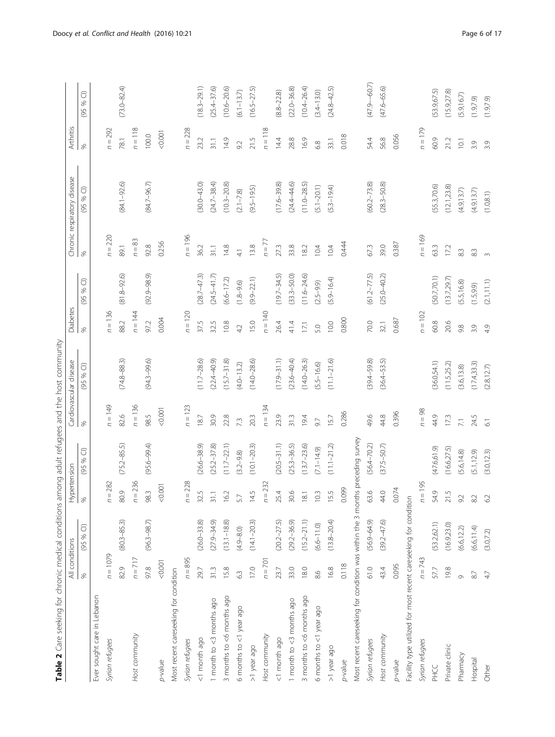**Table 2** Care seeking for chronic medical conditions among adult refugees and the host community

| | All conditions | | Hypertension | | Cardiovascular disease | | Diabetes | | Chronic respiratory disease | | Arthritis | |
|---|---|---|---|---|---|---|---|---|---|---|---|---|
| | % | (95 % CI) | % | (95 % CI) | % | (95 % CI) | % | (95 % CI) | % | (95 % CI) | % | (95 % CI) |
| Ever sought care in Lebanon | | | | | | | | | | | | |
| *Syrian refugees* | *n* = 1079 | | *n* = 282 | | *n* = 149 | | *n* = 136 | | *n* = 220 | | *n* = 292 | |
| | 82.9 | (80.3–85.3) | 80.9 | (75.2–85.5) | 82.6 | (74.8–88.3) | 88.2 | (81.8–92.6) | 89.1 | (84.1–92.6) | 78.1 | (73.0–82.4) |
| *Host community* | *n* = 717 | | *n* = 236 | | *n* = 136 | | *n* = 144 | | *n* = 83 | | *n* = 118 | |
| | 97.8 | (96.3–98.7) | 98.3 | (95.6–99.4) | 98.5 | (94.3–99.6) | 97.2 | (92.9–98.9) | 92.8 | (84.7–96.7) | 100.0 | |
| *p*-value | <0.001 | | <0.001 | | <0.001 | | 0.004 | | 0.256 | | <0.001 | |
| Most recent careseeking for condition | | | | | | | | | | | | |
| *Syrian refugees* | *n* = 895 | | *n* = 228 | | *n* = 123 | | *n* = 120 | | *n* = 196 | | *n* = 228 | |
| <1 month ago | 29.7 | (26.0–33.8) | 32.5 | (26.6–38.9) | 18.7 | (11.7–28.6) | 37.5 | (28.7–47.3) | 36.2 | (30.0–43.0) | 23.2 | (18.3–29.1) |
| 1 month to <3 months ago | 31.3 | (27.9–34.9) | 31.1 | (25.2–37.8) | 30.9 | (22.4–40.9) | 32.5 | (24.5–41.7) | 31.1 | (24.7–38.4) | 31.1 | (25.4–37.6) |
| 3 months to <6 months ago | 15.8 | (13.1–18.8) | 16.2 | (11.7–22.1) | 22.8 | (15.7–31.8) | 10.8 | (6.6–17.2) | 14.8 | (10.3–20.8) | 14.9 | (10.6–20.6) |
| 6 months to <1 year ago | 6.3 | (4.9–8.0) | 5.7 | (3.2–9.8) | 7.3 | (4.0–13.2) | 4.2 | (1.8–9.6) | 4.1 | (2.1–7.8) | 9.2 | (6.1–13.7) |
| >1 year ago | 17.0 | (14.1–20.3) | 14.5 | (10.1–20.3) | 20.3 | (14.0–28.6) | 15.0 | (9.9–22.1) | 13.8 | (9.5–19.5) | 21.5 | (16.5–27.5) |
| *Host community* | *n* = 701 | | *n* = 232 | | *n* = 134 | | *n* = 140 | | *n* = 77 | | *n* = 118 | |
| <1 month ago | 23.7 | (20.2–27.5) | 25.4 | (20.5–31.1) | 23.9 | (17.9–31.1) | 26.4 | (19.7–34.5) | 27.3 | (17.6–39.8) | 14.4 | (8.8–22.8) |
| 1 month to <3 months ago | 33.0 | (29.2–36.9) | 30.6 | (25.3–36.5) | 31.3 | (23.6–40.4) | 41.4 | (33.3–50.0) | 33.8 | (24.4–44.6) | 28.8 | (22.0–36.8) |
| 3 months to <6 months ago | 18.0 | (15.2–21.1) | 18.1 | (13.7–23.6) | 19.4 | (14.0–26.3) | 17.1 | (11.6–24.6) | 18.2 | (11.0–28.5) | 16.9 | (10.4–26.4) |
| 6 months to <1 year ago | 8.6 | (6.6–11.0) | 10.3 | (7.1–14.9) | 9.7 | (5.5–16.6) | 5.0 | (2.5–9.9) | 10.4 | (5.1–20.1) | 6.8 | (3.4–13.0) |
| >1 year ago | 16.8 | (13.8–20.4) | 15.5 | (11.1–21.2) | 15.7 | (11.1–21.6) | 10.0 | (5.9–16.4) | 10.4 | (5.3–19.4) | 33.1 | (24.8–42.5) |
| *p*-value | 0.118 | | 0.099 | | 0.286 | | 0.800 | | 0.444 | | 0.018 | |
| Most recent careseeking for condition was within the 3 months preceding survey | | | | | | | | | | | | |
| *Syrian refugees* | 61.0 | (56.9–64.9) | 63.6 | (56.4–70.2) | 49.6 | (39.4–59.8) | 70.0 | (61.2–77.5) | 67.3 | (60.2–73.8) | 54.4 | (47.9–-60.7) |
| *Host community* | 43.4 | (39.2–47.6) | 44.0 | (37.5–50.7) | 44.8 | (36.4–53.5) | 32.1 | (25.0–40.2) | 39.0 | (28.3–50.8) | 56.8 | (47.6–65.6) |
| *p*-value | 0.095 | | 0.074 | | 0.396 | | 0.687 | | 0.387 | | 0.056 | |
| Facility type utilized for most recent careseeking for condition | | | | | | | | | | | | |
| *Syrian refugees* | *n* = 743 | | *n* = 195 | | *n* = 98 | | *n* = 102 | | *n* = 169 | | *n* = 179 | |
| PHCC | 57.7 | (53.2,62.1) | 54.9 | (47.6,61.9) | 44.9 | (36.0,54.1) | 60.8 | (50.7,70.1) | 63.3 | (55.3,70.6) | 60.9 | (53.9,67.5) |
| Private clinic | 19.8 | (16.9,23.0) | 21.5 | (16.6,27.5) | 17.3 | (11.5,25.2) | 20.6 | (13.7,29.7) | 17.2 | (12.1,23.8) | 21.2 | (15.9,27.8) |
| Pharmacy | 9 | (6.6,12.2) | 9.2 | (5.6,14.8) | 7.1 | (3.6,13.8) | 9.8 | (5.5,16.8) | 8.3 | (4.9,13.7) | 10.1 | (5.9,16.7) |
| Hospital | 8.7 | (6.6,11.4) | 8.2 | (5.1,12.9) | 24.5 | (17.4,33.3) | 3.9 | (1.5,9.9) | 8.3 | (4.9,13.7) | 3.9 | (1.9,7.9) |
| Other | 4.7 | (3.0,7.2) | 6.2 | (3.0,12.3) | 6.1 | (2.8,12.7) | 4.9 | (2.1,11.1) | 3 | (1.0,8.1) | 3.9 | (1.9,7.9) |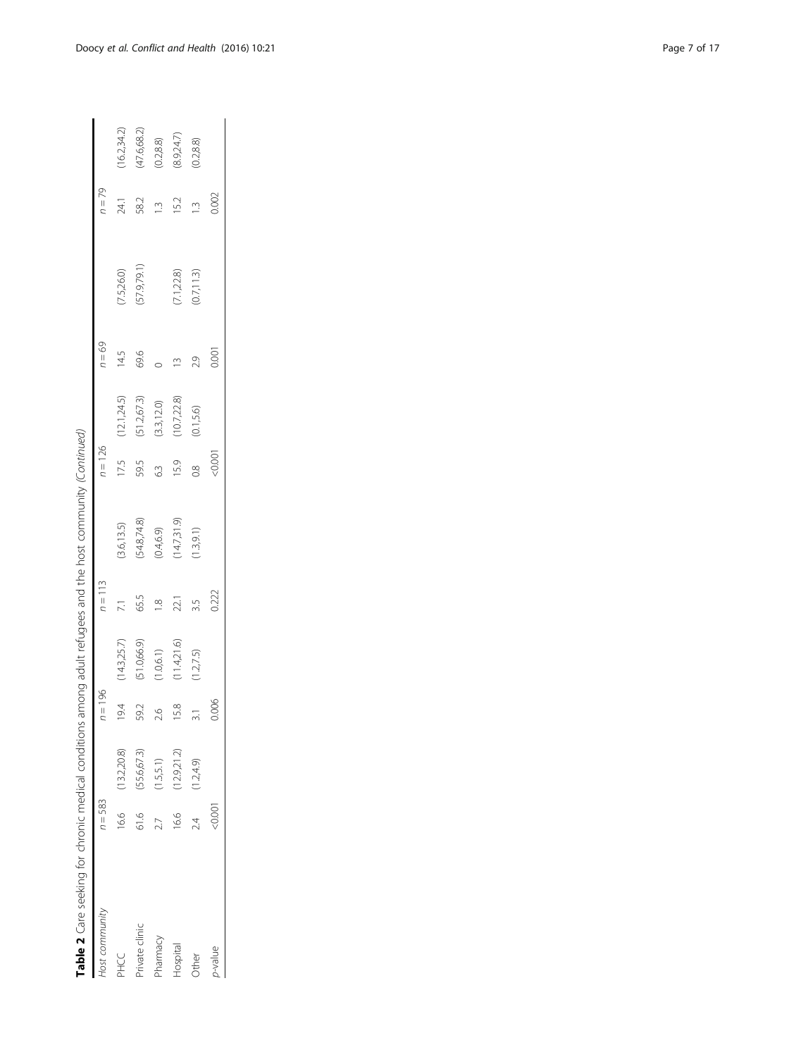**Table 2** Care seeking for chronic medical conditions among adult refugees and the host community *(Continued)*

| *Host community* | *n* = 583 | | *n* = 196 | | *n* = 113 | | *n* = 126 | | *n* = 69 | | *n* = 79 | |
|---|---|---|---|---|---|---|---|---|---|---|---|---|
| PHCC | 16.6 | (13.2,20.8) | 19.4 | (14.3,25.7) | 7.1 | (3.6,13.5) | 17.5 | (12.1,24.5) | 14.5 | (7.5,26.0) | 24.1 | (16.2,34.2) |
| Private clinic | 61.6 | (55.6,67.3) | 59.2 | (51.0,66.9) | 65.5 | (54.8,74.8) | 59.5 | (51.2,67.3) | 69.6 | (57.9,79.1) | 58.2 | (47.6,68.2) |
| Pharmacy | 2.7 | (1.5,5.1) | 2.6 | (1.0,6.1) | 1.8 | (0.4,6.9) | 6.3 | (3.3,12.0) | 0 | | 1.3 | (0.2,8.8) |
| Hospital | 16.6 | (12.9,21.2) | 15.8 | (11.4,21.6) | 22.1 | (14.7,31.9) | 15.9 | (10.7,22.8) | 13 | (7.1,22.8) | 15.2 | (8.9,24.7) |
| Other | 2.4 | (1.2,4.9) | 3.1 | (1.2,7.5) | 3.5 | (1.3,9.1) | 0.8 | (0.1,5.6) | 2.9 | (0.7,11.3) | 1.3 | (0.2,8.8) |
| *p*-value | <0.001 | | 0.006 | | 0.222 | | <0.001 | | 0.001 | | 0.002 | |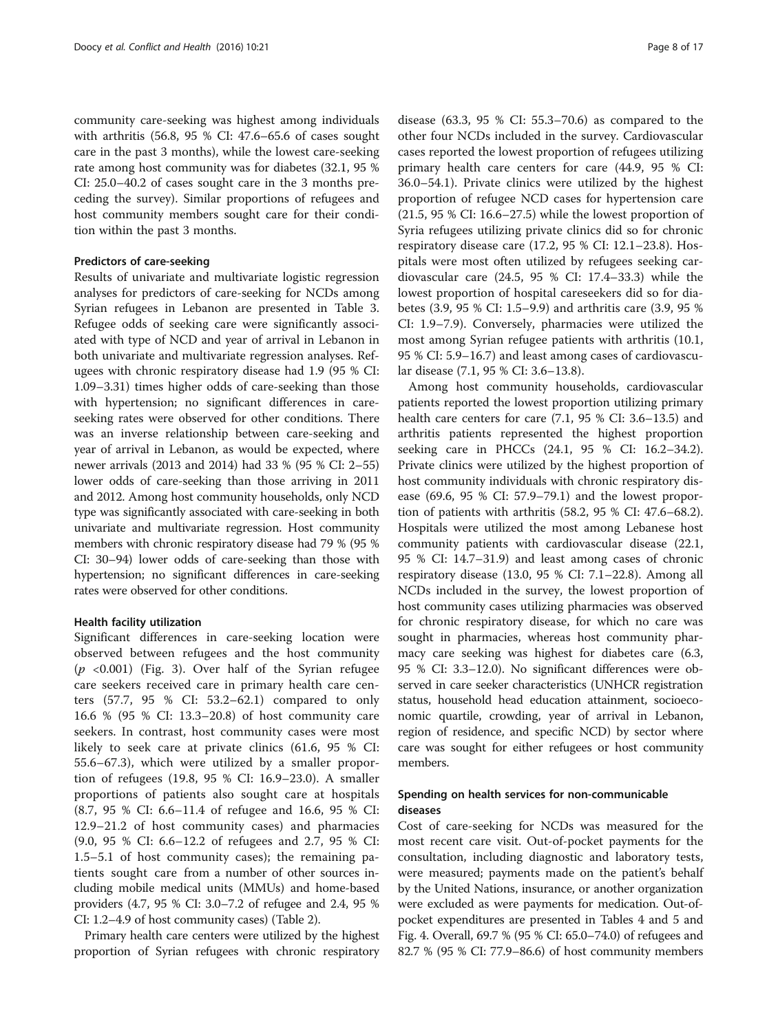community care-seeking was highest among individuals with arthritis (56.8, 95 % CI: 47.6–65.6 of cases sought care in the past 3 months), while the lowest care-seeking rate among host community was for diabetes (32.1, 95 % CI: 25.0–40.2 of cases sought care in the 3 months preceding the survey). Similar proportions of refugees and host community members sought care for their condition within the past 3 months.

#### Predictors of care-seeking

Results of univariate and multivariate logistic regression analyses for predictors of care-seeking for NCDs among Syrian refugees in Lebanon are presented in Table 3. Refugee odds of seeking care were significantly associated with type of NCD and year of arrival in Lebanon in both univariate and multivariate regression analyses. Refugees with chronic respiratory disease had 1.9 (95 % CI: 1.09–3.31) times higher odds of care-seeking than those with hypertension; no significant differences in care-seeking rates were observed for other conditions. There was an inverse relationship between care-seeking and year of arrival in Lebanon, as would be expected, where newer arrivals (2013 and 2014) had 33 % (95 % CI: 2–55) lower odds of care-seeking than those arriving in 2011 and 2012. Among host community households, only NCD type was significantly associated with care-seeking in both univariate and multivariate regression. Host community members with chronic respiratory disease had 79 % (95 % CI: 30–94) lower odds of care-seeking than those with hypertension; no significant differences in care-seeking rates were observed for other conditions.

#### Health facility utilization

Significant differences in care-seeking location were observed between refugees and the host community ($p$ <0.001) (Fig. 3). Over half of the Syrian refugee care seekers received care in primary health care centers (57.7, 95 % CI: 53.2–62.1) compared to only 16.6 % (95 % CI: 13.3–20.8) of host community care seekers. In contrast, host community cases were most likely to seek care at private clinics (61.6, 95 % CI: 55.6–67.3), which were utilized by a smaller proportion of refugees (19.8, 95 % CI: 16.9–23.0). A smaller proportions of patients also sought care at hospitals (8.7, 95 % CI: 6.6–11.4 of refugee and 16.6, 95 % CI: 12.9–21.2 of host community cases) and pharmacies (9.0, 95 % CI: 6.6–12.2 of refugees and 2.7, 95 % CI: 1.5–5.1 of host community cases); the remaining patients sought care from a number of other sources including mobile medical units (MMUs) and home-based providers (4.7, 95 % CI: 3.0–7.2 of refugee and 2.4, 95 % CI: 1.2–4.9 of host community cases) (Table 2).

Primary health care centers were utilized by the highest proportion of Syrian refugees with chronic respiratory disease (63.3, 95 % CI: 55.3–70.6) as compared to the other four NCDs included in the survey. Cardiovascular cases reported the lowest proportion of refugees utilizing primary health care centers for care (44.9, 95 % CI: 36.0–54.1). Private clinics were utilized by the highest proportion of refugee NCD cases for hypertension care (21.5, 95 % CI: 16.6–27.5) while the lowest proportion of Syria refugees utilizing private clinics did so for chronic respiratory disease care (17.2, 95 % CI: 12.1–23.8). Hospitals were most often utilized by refugees seeking cardiovascular care (24.5, 95 % CI: 17.4–33.3) while the lowest proportion of hospital careseekers did so for diabetes (3.9, 95 % CI: 1.5–9.9) and arthritis care (3.9, 95 % CI: 1.9–7.9). Conversely, pharmacies were utilized the most among Syrian refugee patients with arthritis (10.1, 95 % CI: 5.9–16.7) and least among cases of cardiovascular disease (7.1, 95 % CI: 3.6–13.8).

Among host community households, cardiovascular patients reported the lowest proportion utilizing primary health care centers for care (7.1, 95 % CI: 3.6–13.5) and arthritis patients represented the highest proportion seeking care in PHCCs (24.1, 95 % CI: 16.2–34.2). Private clinics were utilized by the highest proportion of host community individuals with chronic respiratory disease (69.6, 95 % CI: 57.9–79.1) and the lowest proportion of patients with arthritis (58.2, 95 % CI: 47.6–68.2). Hospitals were utilized the most among Lebanese host community patients with cardiovascular disease (22.1, 95 % CI: 14.7–31.9) and least among cases of chronic respiratory disease (13.0, 95 % CI: 7.1–22.8). Among all NCDs included in the survey, the lowest proportion of host community cases utilizing pharmacies was observed for chronic respiratory disease, for which no care was sought in pharmacies, whereas host community pharmacy care seeking was highest for diabetes care (6.3, 95 % CI: 3.3–12.0). No significant differences were observed in care seeker characteristics (UNHCR registration status, household head education attainment, socioeconomic quartile, crowding, year of arrival in Lebanon, region of residence, and specific NCD) by sector where care was sought for either refugees or host community members.

### Spending on health services for non-communicable diseases

Cost of care-seeking for NCDs was measured for the most recent care visit. Out-of-pocket payments for the consultation, including diagnostic and laboratory tests, were measured; payments made on the patient's behalf by the United Nations, insurance, or another organization were excluded as were payments for medication. Out-of-pocket expenditures are presented in Tables 4 and 5 and Fig. 4. Overall, 69.7 % (95 % CI: 65.0–74.0) of refugees and 82.7 % (95 % CI: 77.9–86.6) of host community members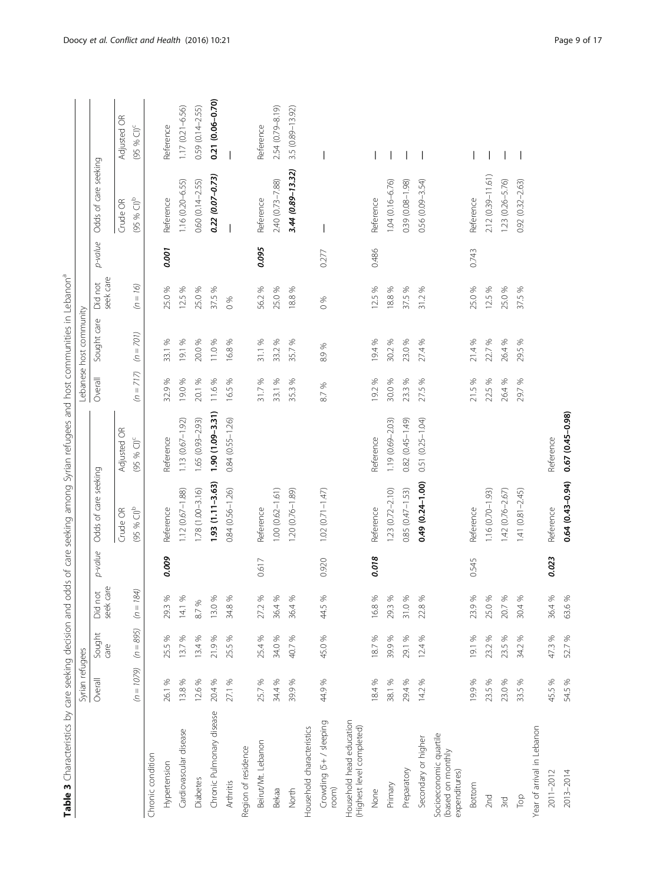**Table 3** Characteristics by care seeking decision and odds of care seeking among Syrian refugees and host communities in Lebanon[a]

| | Syrian refugees | | | | | | Lebanese host community | | | | | |
|---|---|---|---|---|---|---|---|---|---|---|---|---|
| | Overall | Sought care | Did not seek care | p-value | Odds of care seeking | | Overall | Sought care | Did not seek care | p-value | Odds of care seeking | |
| | | | | | Crude OR (95 % CI)[b] | Adjusted OR (95 % CI)[c] | | | | | Crude OR (95 % CI)[b] | Adjusted OR (95 % CI)[c] |
| | (n = 1079) | (n = 895) | (n = 184) | | | | (n = 717) | (n = 701) | (n = 16) | | | |
| Chronic condition | | | | | | | | | | | | |
| Hypertension | 26.1 % | 25.5 % | 29.3 % | ***0.009*** | Reference | Reference | 32.9 % | 33.1 % | 25.0 % | ***0.001*** | Reference | Reference |
| Cardiovascular disease | 13.8 % | 13.7 % | 14.1 % | | 1.12 (0.67–1.88) | 1.13 (0.67–1.92) | 19.0 % | 19.1 % | 12.5 % | | 1.16 (0.20–6.55) | 1.17 (0.21–6.56) |
| Diabetes | 12.6 % | 13.4 % | 8.7 % | | 1.78 (1.00–3.16) | 1.65 (0.93–2.93) | 20.1 % | 20.0 % | 25.0 % | | 0.60 (0.14–2.55) | 0.59 (0.14–2.55) |
| Chronic Pulmonary disease | 20.4 % | 21.9 % | 13.0 % | | **1.93 (1.11–3.63)** | **1.90 (1.09–3.31)** | 11.6 % | 11.0 % | 37.5 % | | ***0.22 (0.07–0.73)*** | **0.21 (0.06–0.70)** |
| Arthritis | 27.1 % | 25.5 % | 34.8 % | | 0.84 (0.56–1.26) | 0.84 (0.55–1.26) | 16.5 % | 16.8 % | 0 % | | — | — |
| Region of residence | | | | | | | | | | | | |
| Beirut/Mt. Lebanon | 25.7 % | 25.4 % | 27.2 % | 0.617 | Reference | | 31.7 % | 31.1 % | 56.2 % | ***0.095*** | Reference | Reference |
| Bekaa | 34.4 % | 34.0 % | 36.4 % | | 1.00 (0.62–1.61) | | 33.1 % | 33.2 % | 25.0 % | | 2.40 (0.73–7.88) | 2.54 (0.79–8.19) |
| North | 39.9 % | 40.7 % | 36.4 % | | 1.20 (0.76–1.89) | | 35.3 % | 35.7 % | 18.8 % | | ***3.44 (0.89–13.32)*** | 3.5 (0.89–13.92) |
| Household characteristics | | | | | | | | | | | | |
| Crowding (5+ / sleeping room) | 44.9 % | 45.0 % | 44.5 % | 0.920 | 1.02 (0.71–1.47) | | 8.7 % | 8.9 % | 0 % | 0.277 | — | — |
| Household head education (Highest level completed) | | | | | | | | | | | | |
| None | 18.4 % | 18.7 % | 16.8 % | ***0.018*** | Reference | Reference | 19.2 % | 19.4 % | 12.5 % | 0.486 | Reference | — |
| Primary | 38.1 % | 39.9 % | 29.3 % | | 1.23 (0.72–2.10) | 1.19 (0.69–2.03) | 30.0 % | 30.2 % | 18.8 % | | 1.04 (0.16–6.76) | — |
| Preparatory | 29.4 % | 29.1 % | 31.0 % | | 0.85 (0.47–1.53) | 0.82 (0.45–1.49) | 23.3 % | 23.0 % | 37.5 % | | 0.39 (0.08–1.98) | — |
| Secondary or higher | 14.2 % | 12.4 % | 22.8 % | | **0.49 (0.24–1.00)** | 0.51 (0.25–1.04) | 27.5 % | 27.4 % | 31.2 % | | 0.56 (0.09–3.54) | — |
| Socioeconomic quartile (based on monthly expenditures) | | | | | | | | | | | | |
| Bottom | 19.9 % | 19.1 % | 23.9 % | 0.545 | Reference | | 21.5 % | 21.4 % | 25.0 % | 0.743 | Reference | — |
| 2nd | 23.5 % | 23.2 % | 25.0 % | | 1.16 (0.70–1.93) | | 22.5 % | 22.7 % | 12.5 % | | 2.12 (0.39–11.61) | — |
| 3rd | 23.0 % | 23.5 % | 20.7 % | | 1.42 (0.76–2.67) | | 26.4 % | 26.4 % | 25.0 % | | 1.23 (0.26–5.76) | — |
| Top | 33.5 % | 34.2 % | 30.4 % | | 1.41 (0.81–2.45) | | 29.7 % | 29.5 % | 37.5 % | | 0.92 (0.32–2.63) | — |
| Year of arrival in Lebanon | | | | | | | | | | | | |
| 2011–2012 | 45.5 % | 47.3 % | 36.4 % | ***0.023*** | Reference | Reference | | | | | | |
| 2013–2014 | 54.5 % | 52.7 % | 63.6 % | | **0.64 (0.43–0.94)** | **0.67 (0.45–0.98)** | | | | | | |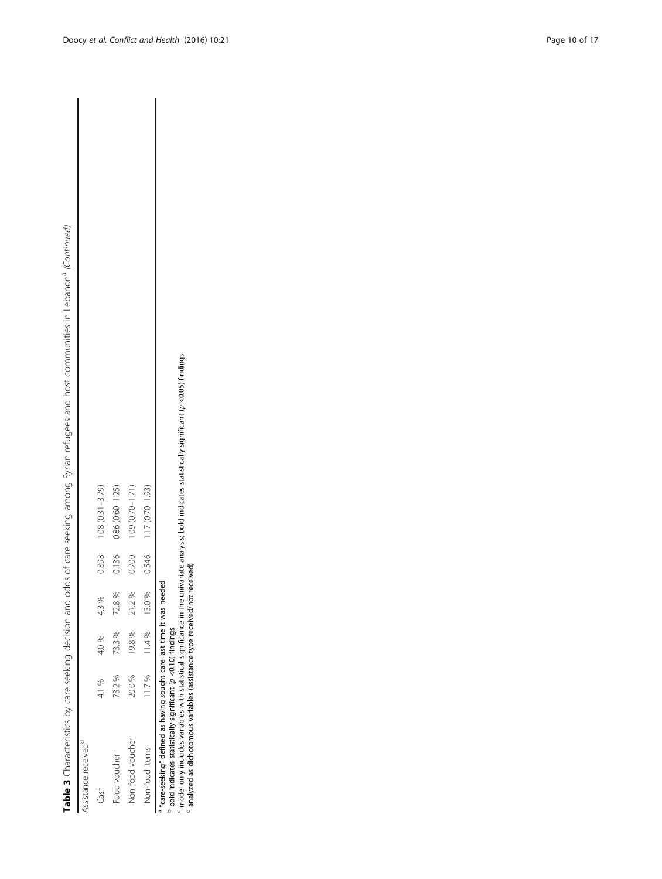**Table 3** Characteristics by care seeking decision and odds of care seeking among Syrian refugees and host communities in Lebanon[a] *(Continued)*

| | | | | |
|---|---|---|---|---|
| Assistance received[d] | | | | |
| Cash | 4.1 % | 4.0 % | 4.3 % | 0.898 | 1.08 (0.31–3.79) |
| Food voucher | 73.2 % | 73.3 % | 72.8 % | 0.136 | 0.86 (0.60–1.25) |
| Non-food voucher | 20.0 % | 19.8 % | 21.2 % | 0.700 | 1.09 (0.70–1.71) |
| Non-food items | 11.7 % | 11.4 % | 13.0 % | 0.546 | 1.17 (0.70–1.93) |

[a] "care-seeking" defined as having sought care last time it was needed
[b] bold indicates statistically significant ($p$ <0.10) findings
[c] model only includes variables with statistical significance in the univariate analysis; bold indicates statistically significant ($p$ <0.05) findings
[d] analyzed as dichotomous variables (assistance type received/not received)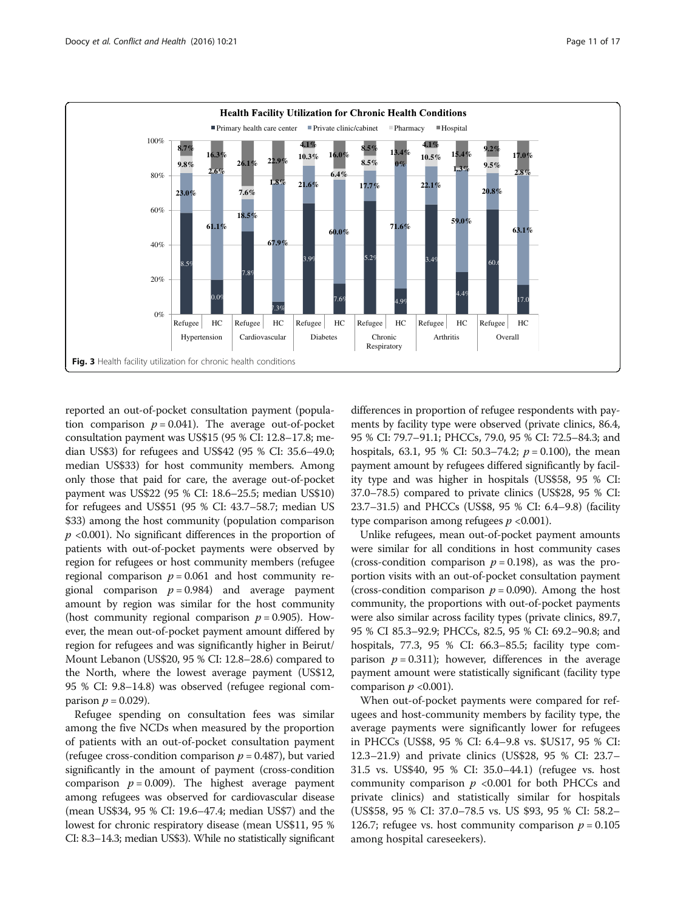Fig. 3 Health facility utilization for chronic health conditions

reported an out-of-pocket consultation payment (population comparison $p = 0.041$). The average out-of-pocket consultation payment was US$15 (95 % CI: 12.8–17.8; median US$3) for refugees and US$42 (95 % CI: 35.6–49.0; median US$33) for host community members. Among only those that paid for care, the average out-of-pocket payment was US$22 (95 % CI: 18.6–25.5; median US$10) for refugees and US$51 (95 % CI: 43.7–58.7; median US $33) among the host community (population comparison $p < 0.001$). No significant differences in the proportion of patients with out-of-pocket payments were observed by region for refugees or host community members (refugee regional comparison $p = 0.061$ and host community regional comparison $p = 0.984$) and average payment amount by region was similar for the host community (host community regional comparison $p = 0.905$). However, the mean out-of-pocket payment amount differed by region for refugees and was significantly higher in Beirut/Mount Lebanon (US$20, 95 % CI: 12.8–28.6) compared to the North, where the lowest average payment (US$12, 95 % CI: 9.8–14.8) was observed (refugee regional comparison $p = 0.029$).

Refugee spending on consultation fees was similar among the five NCDs when measured by the proportion of patients with an out-of-pocket consultation payment (refugee cross-condition comparison $p = 0.487$), but varied significantly in the amount of payment (cross-condition comparison $p = 0.009$). The highest average payment among refugees was observed for cardiovascular disease (mean US$34, 95 % CI: 19.6–47.4; median US$7) and the lowest for chronic respiratory disease (mean US$11, 95 % CI: 8.3–14.3; median US$3). While no statistically significant differences in proportion of refugee respondents with payments by facility type were observed (private clinics, 86.4, 95 % CI: 79.7–91.1; PHCCs, 79.0, 95 % CI: 72.5–84.3; and hospitals, 63.1, 95 % CI: 50.3–74.2; $p = 0.100$), the mean payment amount by refugees differed significantly by facility type and was higher in hospitals (US$58, 95 % CI: 37.0–78.5) compared to private clinics (US$28, 95 % CI: 23.7–31.5) and PHCCs (US$8, 95 % CI: 6.4–9.8) (facility type comparison among refugees $p < 0.001$).

Unlike refugees, mean out-of-pocket payment amounts were similar for all conditions in host community cases (cross-condition comparison $p = 0.198$), as was the proportion visits with an out-of-pocket consultation payment (cross-condition comparison $p = 0.090$). Among the host community, the proportions with out-of-pocket payments were also similar across facility types (private clinics, 89.7, 95 % CI 85.3–92.9; PHCCs, 82.5, 95 % CI: 69.2–90.8; and hospitals, 77.3, 95 % CI: 66.3–85.5; facility type comparison $p = 0.311$); however, differences in the average payment amount were statistically significant (facility type comparison $p < 0.001$).

When out-of-pocket payments were compared for refugees and host-community members by facility type, the average payments were significantly lower for refugees in PHCCs (US$8, 95 % CI: 6.4–9.8 vs. $US17, 95 % CI: 12.3–21.9) and private clinics (US$28, 95 % CI: 23.7–31.5 vs. US$40, 95 % CI: 35.0–44.1) (refugee vs. host community comparison $p < 0.001$ for both PHCCs and private clinics) and statistically similar for hospitals (US$58, 95 % CI: 37.0–78.5 vs. US $93, 95 % CI: 58.2–126.7; refugee vs. host community comparison $p = 0.105$ among hospital careseekers).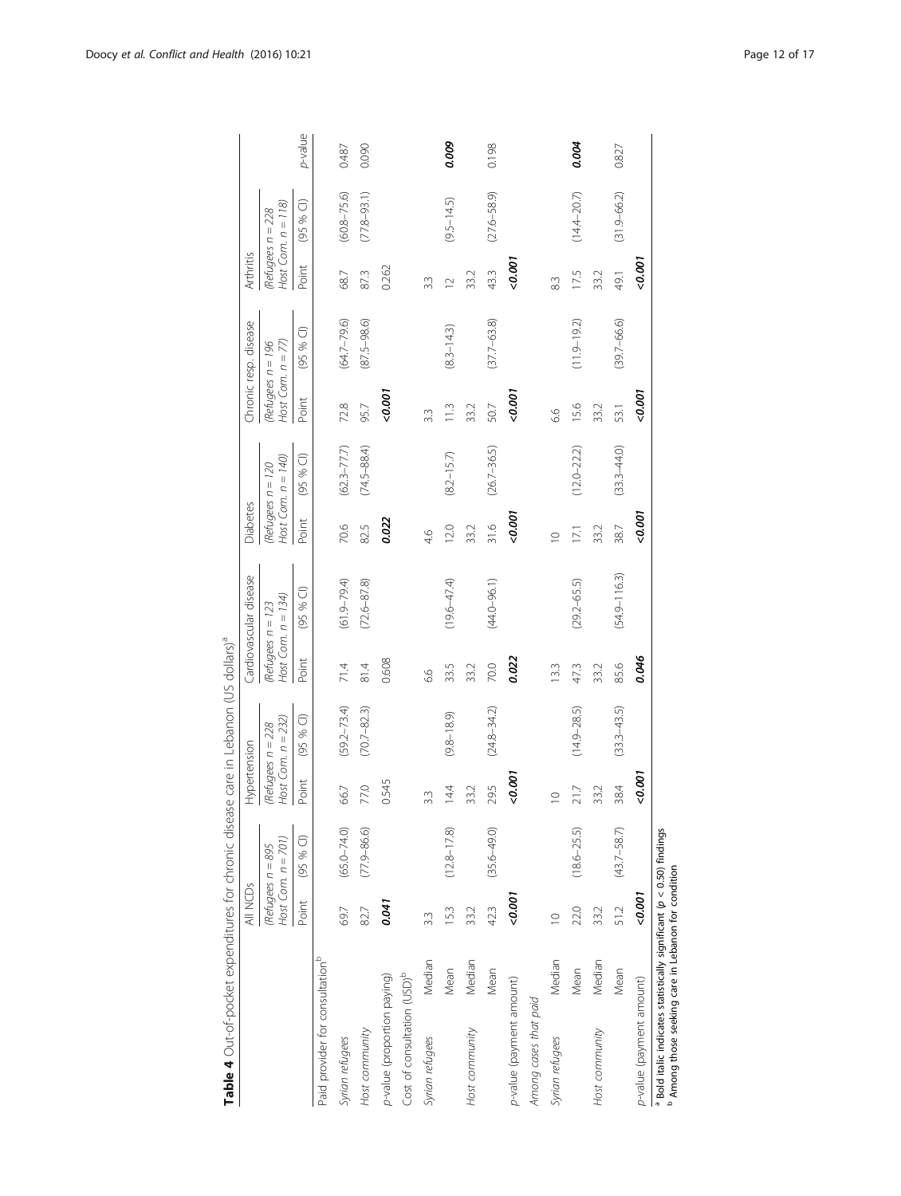**Table 4** Out-of-pocket expenditures for chronic disease care in Lebanon (US dollars)[a]

| | | All NCDs (Refugees $n = 895$ Host Com. $n = 701$) | | Hypertension (Refugees $n = 228$ Host Com. $n = 232$) | | Cardiovascular disease (Refugees $n = 123$ Host Com. $n = 134$) | | Diabetes (Refugees $n = 120$ Host Com. $n = 140$) | | Chronic resp. disease (Refugees $n = 196$ Host Com. $n = 77$) | | Arthritis (Refugees $n = 228$ Host Com. $n = 118$) | | |
|---|---|---|---|---|---|---|---|---|---|---|---|---|---|---|
| | | Point | (95 % CI) | Point | (95 % CI) | Point | (95 % CI) | Point | (95 % CI) | Point | (95 % CI) | Point | (95 % CI) | p-value |
| Paid provider for consultation[b] | | | | | | | | | | | | | | |
| *Syrian refugees* | | 69.7 | (65.0–74.0) | 66.7 | (59.2–73.4) | 71.4 | (61.9–79.4) | 70.6 | (62.3–77.7) | 72.8 | (64.7–79.6) | 68.7 | (60.8–75.6) | 0.487 |
| *Host community* | | 82.7 | (77.9–86.6) | 77.0 | (70.7–82.3) | 81.4 | (72.6–87.8) | 82.5 | (74.5–88.4) | 95.7 | (87.5–98.6) | 87.3 | (77.8–93.1) | 0.090 |
| *p-value (proportion paying)* | | ***0.041*** | | 0.545 | | 0.608 | | ***0.022*** | | ***<0.001*** | | 0.262 | | |
| Cost of consultation (USD)[b] | | | | | | | | | | | | | | |
| *Syrian refugees* | Median | 3.3 | | 3.3 | | 6.6 | | 4.6 | | 3.3 | | 3.3 | | |
| | Mean | 15.3 | (12.8–17.8) | 14.4 | (9.8–18.9) | 33.5 | (19.6–47.4) | 12.0 | (8.2–15.7) | 11.3 | (8.3–14.3) | 12 | (9.5–14.5) | ***0.009*** |
| *Host community* | Median | 33.2 | | 33.2 | | 33.2 | | 33.2 | | 33.2 | | 33.2 | | |
| | Mean | 42.3 | (35.6–49.0) | 29.5 | (24.8–34.2) | 70.0 | (44.0–96.1) | 31.6 | (26.7–36.5) | 50.7 | (37.7–63.8) | 43.3 | (27.6–58.9) | 0.198 |
| *p-value (payment amount)* | | ***<0.001*** | | ***<0.001*** | | ***0.022*** | | ***<0.001*** | | ***<0.001*** | | ***<0.001*** | | |
| *Among cases that paid* | | | | | | | | | | | | | | |
| *Syrian refugees* | Median | 10 | | 10 | | 13.3 | | 10 | | 6.6 | | 8.3 | | |
| | Mean | 22.0 | (18.6–25.5) | 21.7 | (14.9–28.5) | 47.3 | (29.2–65.5) | 17.1 | (12.0–22.2) | 15.6 | (11.9–19.2) | 17.5 | (14.4–20.7) | ***0.004*** |
| *Host community* | Median | 33.2 | | 33.2 | | 33.2 | | 33.2 | | 33.2 | | 33.2 | | |
| | Mean | 51.2 | (43.7–58.7) | 38.4 | (33.3–43.5) | 85.6 | (54.9–116.3) | 38.7 | (33.3–44.0) | 53.1 | (39.7–66.6) | 49.1 | (31.9–66.2) | 0.827 |
| *p-value (payment amount)* | | ***<0.001*** | | ***<0.001*** | | ***0.046*** | | ***<0.001*** | | ***<0.001*** | | ***<0.001*** | | |

[a] Bold italic indicates statistically significant ($p < 0.50$) findings
[b] Among those seeking care in Lebanon for condition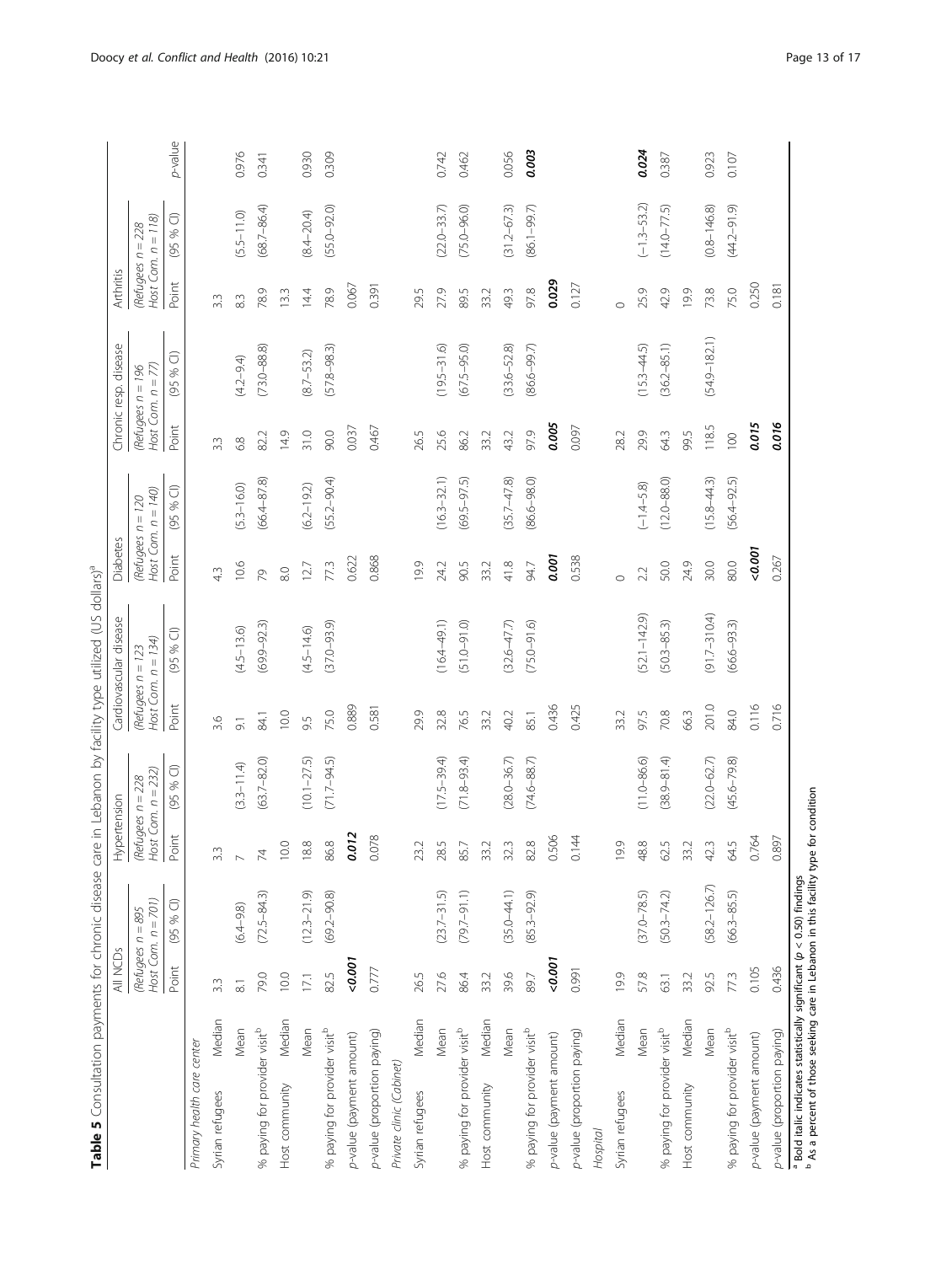**Table 5** Consultation payments for chronic disease care in Lebanon by facility type utilized (US dollars)[a]

| | | All NCDs | | Hypertension | | Cardiovascular disease | | Diabetes | | Chronic resp. disease | | Arthritis | | |
|---|---|---|---|---|---|---|---|---|---|---|---|---|---|---|
| | | (Refugees $n = 895$ Host Com. $n = 701$) | | (Refugees $n = 228$ Host Com. $n = 232$) | | (Refugees $n = 123$ Host Com. $n = 134$) | | (Refugees $n = 120$ Host Com. $n = 140$) | | (Refugees $n = 196$ Host Com. $n = 77$) | | (Refugees $n = 228$ Host Com. $n = 118$) | | |
| | | Point | (95 % CI) | Point | (95 % CI) | Point | (95 % CI) | Point | (95 % CI) | Point | (95 % CI) | Point | (95 % CI) | p-value |
| *Primary health care center* | | | | | | | | | | | | | | |
| Syrian refugees | Median | 3.3 | | 3.3 | | 3.6 | | 4.3 | | 3.3 | | 3.3 | | |
| | Mean | 8.1 | (6.4–9.8) | 7 | (3.3–11.4) | 9.1 | (4.5–13.6) | 10.6 | (5.3–16.0) | 6.8 | (4.2–9.4) | 8.3 | (5.5–11.0) | 0.976 |
| % paying for provider visit[b] | | 79.0 | (72.5–84.3) | 74 | (63.7–82.0) | 84.1 | (69.9–92.3) | 79 | (66.4–87.8) | 82.2 | (73.0–88.8) | 78.9 | (68.7–86.4) | 0.341 |
| Host community | Median | 10.0 | | 10.0 | | 10.0 | | 8.0 | | 14.9 | | 13.3 | | |
| | Mean | 17.1 | (12.3–21.9) | 18.8 | (10.1–27.5) | 9.5 | (4.5–14.6) | 12.7 | (6.2–19.2) | 31.0 | (8.7–53.2) | 14.4 | (8.4–20.4) | 0.930 |
| % paying for provider visit[b] | | 82.5 | (69.2–90.8) | 86.8 | (71.7–94.5) | 75.0 | (37.0–93.9) | 77.3 | (55.2–90.4) | 90.0 | (57.8–98.3) | 78.9 | (55.0–92.0) | 0.309 |
| p-value (payment amount) | | ***<0.001*** | | ***0.012*** | | 0.889 | | 0.622 | | 0.037 | | 0.067 | | |
| p-value (proportion paying) | | 0.777 | | 0.078 | | 0.581 | | 0.868 | | 0.467 | | 0.391 | | |
| *Private clinic (Cabinet)* | | | | | | | | | | | | | | |
| Syrian refugees | Median | 26.5 | | 23.2 | | 29.9 | | 19.9 | | 26.5 | | 29.5 | | |
| | Mean | 27.6 | (23.7–31.5) | 28.5 | (17.5–39.4) | 32.8 | (16.4–49.1) | 24.2 | (16.3–32.1) | 25.6 | (19.5–31.6) | 27.9 | (22.0–33.7) | 0.742 |
| % paying for provider visit[b] | | 86.4 | (79.7–91.1) | 85.7 | (71.8–93.4) | 76.5 | (51.0–91.0) | 90.5 | (69.5–97.5) | 86.2 | (67.5–95.0) | 89.5 | (75.0–96.0) | 0.462 |
| Host community | Median | 33.2 | | 33.2 | | 33.2 | | 33.2 | | 33.2 | | 33.2 | | |
| | Mean | 39.6 | (35.0–44.1) | 32.3 | (28.0–36.7) | 40.2 | (32.6–47.7) | 41.8 | (35.7–47.8) | 43.2 | (33.6–52.8) | 49.3 | (31.2–67.3) | 0.056 |
| % paying for provider visit[b] | | 89.7 | (85.3–92.9) | 82.8 | (74.6–88.7) | 85.1 | (75.0–91.6) | 94.7 | (86.6–98.0) | 97.9 | (86.6–99.7) | 97.8 | (86.1–99.7) | ***0.003*** |
| p-value (payment amount) | | ***<0.001*** | | 0.506 | | 0.436 | | ***0.001*** | | ***0.005*** | | ***0.029*** | | |
| p-value (proportion paying) | | 0.991 | | 0.144 | | 0.425 | | 0.538 | | 0.097 | | 0.127 | | |
| *Hospital* | | | | | | | | | | | | | | |
| Syrian refugees | Median | 19.9 | | 19.9 | | 33.2 | | 0 | | 28.2 | | 0 | | |
| | Mean | 57.8 | (37.0–78.5) | 48.8 | (11.0–86.6) | 97.5 | (52.1–142.9) | 2.2 | (−1.4–5.8) | 29.9 | (15.3–44.5) | 25.9 | (−1.3–53.2) | ***0.024*** |
| % paying for provider visit[b] | | 63.1 | (50.3–74.2) | 62.5 | (38.9–81.4) | 70.8 | (50.3–85.3) | 50.0 | (12.0–88.0) | 64.3 | (36.2–85.1) | 42.9 | (14.0–77.5) | 0.387 |
| Host community | Median | 33.2 | | 33.2 | | 66.3 | | 24.9 | | 99.5 | | 19.9 | | |
| | Mean | 92.5 | (58.2–126.7) | 42.3 | (22.0–62.7) | 201.0 | (91.7–310.4) | 30.0 | (15.8–44.3) | 118.5 | (54.9–182.1) | 73.8 | (0.8–146.8) | 0.923 |
| % paying for provider visit[b] | | 77.3 | (66.3–85.5) | 64.5 | (45.6–79.8) | 84.0 | (66.6–93.3) | 80.0 | (56.4–92.5) | 100 | | 75.0 | (44.2–91.9) | 0.107 |
| p-value (payment amount) | | 0.105 | | 0.764 | | 0.116 | | ***<0.001*** | | ***0.015*** | | 0.250 | | |
| p-value (proportion paying) | | 0.436 | | 0.897 | | 0.716 | | 0.267 | | ***0.016*** | | 0.181 | | |

[a] Bold italic indicates statistically significant ($p < 0.50$) findings
[b] As a percent of those seeking care in Lebanon in this facility type for condition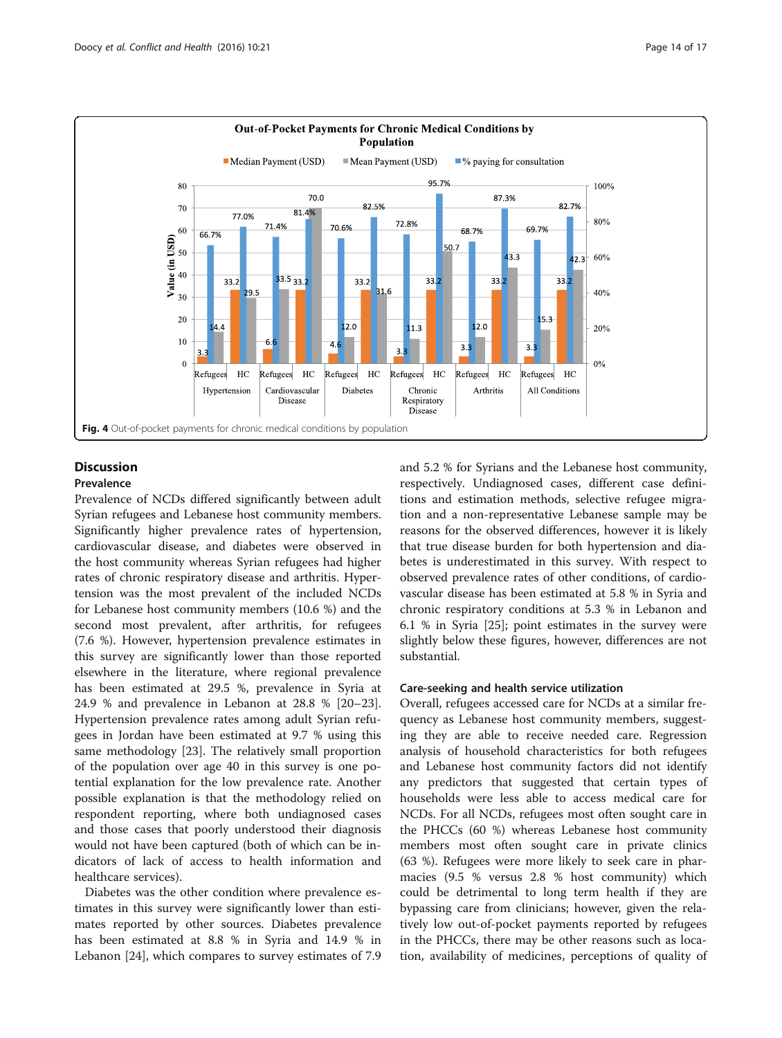Fig. 4 Out-of-pocket payments for chronic medical conditions by population

## Discussion

### Prevalence

Prevalence of NCDs differed significantly between adult Syrian refugees and Lebanese host community members. Significantly higher prevalence rates of hypertension, cardiovascular disease, and diabetes were observed in the host community whereas Syrian refugees had higher rates of chronic respiratory disease and arthritis. Hypertension was the most prevalent of the included NCDs for Lebanese host community members (10.6 %) and the second most prevalent, after arthritis, for refugees (7.6 %). However, hypertension prevalence estimates in this survey are significantly lower than those reported elsewhere in the literature, where regional prevalence has been estimated at 29.5 %, prevalence in Syria at 24.9 % and prevalence in Lebanon at 28.8 % [20–23]. Hypertension prevalence rates among adult Syrian refugees in Jordan have been estimated at 9.7 % using this same methodology [23]. The relatively small proportion of the population over age 40 in this survey is one potential explanation for the low prevalence rate. Another possible explanation is that the methodology relied on respondent reporting, where both undiagnosed cases and those cases that poorly understood their diagnosis would not have been captured (both of which can be indicators of lack of access to health information and healthcare services).

Diabetes was the other condition where prevalence estimates in this survey were significantly lower than estimates reported by other sources. Diabetes prevalence has been estimated at 8.8 % in Syria and 14.9 % in Lebanon [24], which compares to survey estimates of 7.9 and 5.2 % for Syrians and the Lebanese host community, respectively. Undiagnosed cases, different case definitions and estimation methods, selective refugee migration and a non-representative Lebanese sample may be reasons for the observed differences, however it is likely that true disease burden for both hypertension and diabetes is underestimated in this survey. With respect to observed prevalence rates of other conditions, of cardiovascular disease has been estimated at 5.8 % in Syria and chronic respiratory conditions at 5.3 % in Lebanon and 6.1 % in Syria [25]; point estimates in the survey were slightly below these figures, however, differences are not substantial.

### Care-seeking and health service utilization

Overall, refugees accessed care for NCDs at a similar frequency as Lebanese host community members, suggesting they are able to receive needed care. Regression analysis of household characteristics for both refugees and Lebanese host community factors did not identify any predictors that suggested that certain types of households were less able to access medical care for NCDs. For all NCDs, refugees most often sought care in the PHCCs (60 %) whereas Lebanese host community members most often sought care in private clinics (63 %). Refugees were more likely to seek care in pharmacies (9.5 % versus 2.8 % host community) which could be detrimental to long term health if they are bypassing care from clinicians; however, given the relatively low out-of-pocket payments reported by refugees in the PHCCs, there may be other reasons such as location, availability of medicines, perceptions of quality of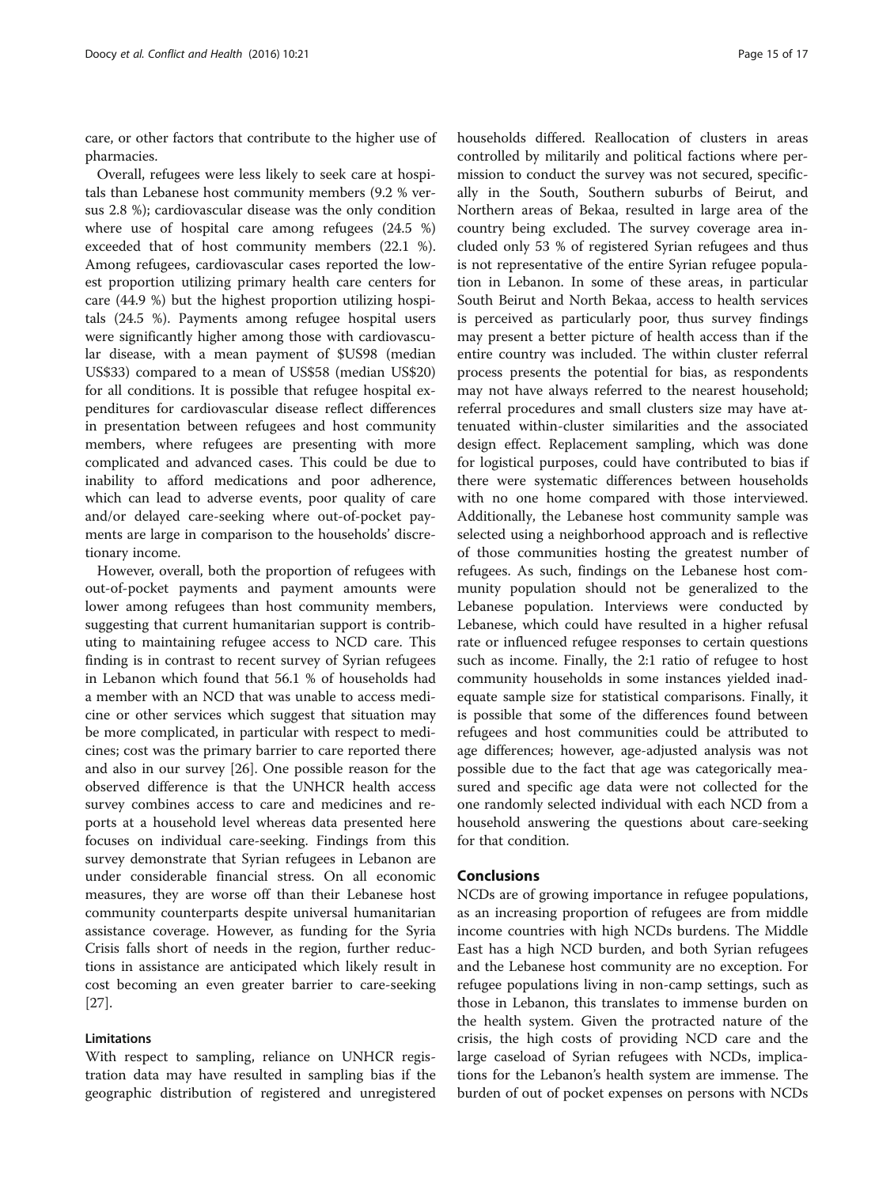care, or other factors that contribute to the higher use of pharmacies.

Overall, refugees were less likely to seek care at hospitals than Lebanese host community members (9.2 % versus 2.8 %); cardiovascular disease was the only condition where use of hospital care among refugees (24.5 %) exceeded that of host community members (22.1 %). Among refugees, cardiovascular cases reported the lowest proportion utilizing primary health care centers for care (44.9 %) but the highest proportion utilizing hospitals (24.5 %). Payments among refugee hospital users were significantly higher among those with cardiovascular disease, with a mean payment of $US98 (median US$33) compared to a mean of US$58 (median US$20) for all conditions. It is possible that refugee hospital expenditures for cardiovascular disease reflect differences in presentation between refugees and host community members, where refugees are presenting with more complicated and advanced cases. This could be due to inability to afford medications and poor adherence, which can lead to adverse events, poor quality of care and/or delayed care-seeking where out-of-pocket payments are large in comparison to the households' discretionary income.

However, overall, both the proportion of refugees with out-of-pocket payments and payment amounts were lower among refugees than host community members, suggesting that current humanitarian support is contributing to maintaining refugee access to NCD care. This finding is in contrast to recent survey of Syrian refugees in Lebanon which found that 56.1 % of households had a member with an NCD that was unable to access medicine or other services which suggest that situation may be more complicated, in particular with respect to medicines; cost was the primary barrier to care reported there and also in our survey [26]. One possible reason for the observed difference is that the UNHCR health access survey combines access to care and medicines and reports at a household level whereas data presented here focuses on individual care-seeking. Findings from this survey demonstrate that Syrian refugees in Lebanon are under considerable financial stress. On all economic measures, they are worse off than their Lebanese host community counterparts despite universal humanitarian assistance coverage. However, as funding for the Syria Crisis falls short of needs in the region, further reductions in assistance are anticipated which likely result in cost becoming an even greater barrier to care-seeking [27].

### Limitations

With respect to sampling, reliance on UNHCR registration data may have resulted in sampling bias if the geographic distribution of registered and unregistered households differed. Reallocation of clusters in areas controlled by militarily and political factions where permission to conduct the survey was not secured, specifically in the South, Southern suburbs of Beirut, and Northern areas of Bekaa, resulted in large area of the country being excluded. The survey coverage area included only 53 % of registered Syrian refugees and thus is not representative of the entire Syrian refugee population in Lebanon. In some of these areas, in particular South Beirut and North Bekaa, access to health services is perceived as particularly poor, thus survey findings may present a better picture of health access than if the entire country was included. The within cluster referral process presents the potential for bias, as respondents may not have always referred to the nearest household; referral procedures and small clusters size may have attenuated within-cluster similarities and the associated design effect. Replacement sampling, which was done for logistical purposes, could have contributed to bias if there were systematic differences between households with no one home compared with those interviewed. Additionally, the Lebanese host community sample was selected using a neighborhood approach and is reflective of those communities hosting the greatest number of refugees. As such, findings on the Lebanese host community population should not be generalized to the Lebanese population. Interviews were conducted by Lebanese, which could have resulted in a higher refusal rate or influenced refugee responses to certain questions such as income. Finally, the 2:1 ratio of refugee to host community households in some instances yielded inadequate sample size for statistical comparisons. Finally, it is possible that some of the differences found between refugees and host communities could be attributed to age differences; however, age-adjusted analysis was not possible due to the fact that age was categorically measured and specific age data were not collected for the one randomly selected individual with each NCD from a household answering the questions about care-seeking for that condition.

## Conclusions

NCDs are of growing importance in refugee populations, as an increasing proportion of refugees are from middle income countries with high NCDs burdens. The Middle East has a high NCD burden, and both Syrian refugees and the Lebanese host community are no exception. For refugee populations living in non-camp settings, such as those in Lebanon, this translates to immense burden on the health system. Given the protracted nature of the crisis, the high costs of providing NCD care and the large caseload of Syrian refugees with NCDs, implications for the Lebanon's health system are immense. The burden of out of pocket expenses on persons with NCDs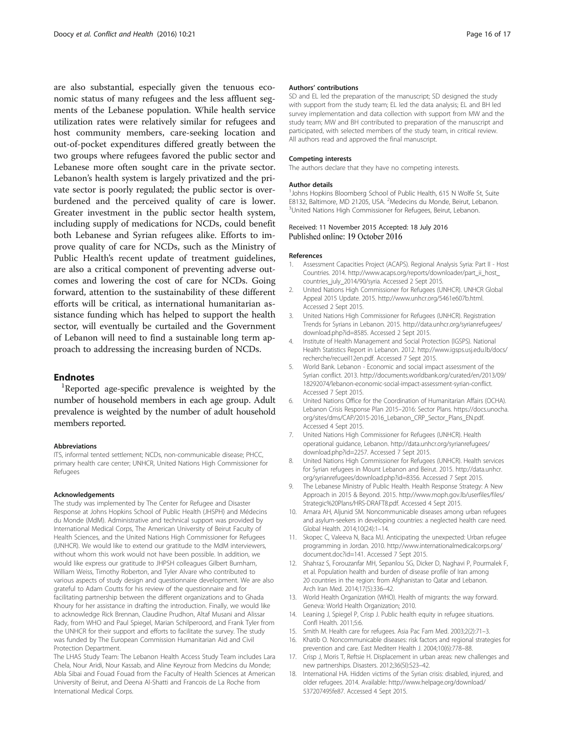are also substantial, especially given the tenuous economic status of many refugees and the less affluent segments of the Lebanese population. While health service utilization rates were relatively similar for refugees and host community members, care-seeking location and out-of-pocket expenditures differed greatly between the two groups where refugees favored the public sector and Lebanese more often sought care in the private sector. Lebanon's health system is largely privatized and the private sector is poorly regulated; the public sector is overburdened and the perceived quality of care is lower. Greater investment in the public sector health system, including supply of medications for NCDs, could benefit both Lebanese and Syrian refugees alike. Efforts to improve quality of care for NCDs, such as the Ministry of Public Health's recent update of treatment guidelines, are also a critical component of preventing adverse outcomes and lowering the cost of care for NCDs. Going forward, attention to the sustainability of these different efforts will be critical, as international humanitarian assistance funding which has helped to support the health sector, will eventually be curtailed and the Government of Lebanon will need to find a sustainable long term approach to addressing the increasing burden of NCDs.

## Endnotes

[1]Reported age-specific prevalence is weighted by the number of household members in each age group. Adult prevalence is weighted by the number of adult household members reported.

#### Abbreviations

ITS, informal tented settlement; NCDs, non-communicable disease; PHCC, primary health care center; UNHCR, United Nations High Commissioner for Refugees

#### Acknowledgements

The study was implemented by The Center for Refugee and Disaster Response at Johns Hopkins School of Public Health (JHSPH) and Médecins du Monde (MdM). Administrative and technical support was provided by International Medical Corps, The American University of Beirut Faculty of Health Sciences, and the United Nations High Commissioner for Refugees (UNHCR). We would like to extend our gratitude to the MdM interviewers, without whom this work would not have been possible. In addition, we would like express our gratitude to JHPSH colleagues Gilbert Burnham, William Weiss, Timothy Roberton, and Tyler Alvare who contributed to various aspects of study design and questionnaire development. We are also grateful to Adam Coutts for his review of the questionnaire and for facilitating partnership between the different organizations and to Ghada Khoury for her assistance in drafting the introduction. Finally, we would like to acknowledge Rick Brennan, Claudine Prudhon, Altaf Musani and Alissar Rady, from WHO and Paul Spiegel, Marian Schilperoord, and Frank Tyler from the UNHCR for their support and efforts to facilitate the survey. The study was funded by The European Commission Humanitarian Aid and Civil Protection Department.

The LHAS Study Team: The Lebanon Health Access Study Team includes Lara Chela, Nour Aridi, Nour Kassab, and Aline Keyrouz from Medcins du Monde; Abla Sibai and Fouad Fouad from the Faculty of Health Sciences at American University of Beirut, and Deena Al-Shatti and Francois de La Roche from International Medical Corps.

#### Authors' contributions

SD and EL led the preparation of the manuscript; SD designed the study with support from the study team; EL led the data analysis; EL and BH led survey implementation and data collection with support from MW and the study team; MW and BH contributed to preparation of the manuscript and participated, with selected members of the study team, in critical review. All authors read and approved the final manuscript.

#### Competing interests

The authors declare that they have no competing interests.

#### Author details

[1]Johns Hopkins Bloomberg School of Public Health, 615 N Wolfe St, Suite E8132, Baltimore, MD 21205, USA. [2]Medecins du Monde, Beirut, Lebanon. [3]United Nations High Commissioner for Refugees, Beirut, Lebanon.

Received: 11 November 2015 Accepted: 18 July 2016
Published online: 19 October 2016

#### References

1. Assessment Capacities Project (ACAPS). Regional Analysis Syria: Part II - Host Countries. 2014. http://www.acaps.org/reports/downloader/part_ii_host_countries_july_2014/90/syria. Accessed 2 Sept 2015.
2. United Nations High Commissioner for Refugees (UNHCR). UNHCR Global Appeal 2015 Update. 2015. http://www.unhcr.org/5461e607b.html. Accessed 2 Sept 2015.
3. United Nations High Commissioner for Refugees (UNHCR). Registration Trends for Syrians in Lebanon. 2015. http://data.unhcr.org/syrianrefugees/download.php?id=8585. Accessed 2 Sept 2015.
4. Institute of Health Management and Social Protection (IGSPS). National Health Statistics Report in Lebanon. 2012. http://www.igsps.usj.edu.lb/docs/recherche/recueil12en.pdf. Accessed 7 Sept 2015.
5. World Bank. Lebanon - Economic and social impact assessment of the Syrian conflict. 2013. http://documents.worldbank.org/curated/en/2013/09/18292074/lebanon-economic-social-impact-assessment-syrian-conflict. Accessed 7 Sept 2015.
6. United Nations Office for the Coordination of Humanitarian Affairs (OCHA). Lebanon Crisis Response Plan 2015–2016: Sector Plans. https://docs.unocha.org/sites/dms/CAP/2015-2016_Lebanon_CRP_Sector_Plans_EN.pdf. Accessed 4 Sept 2015.
7. United Nations High Commissioner for Refugees (UNHCR). Health operational guidance, Lebanon. http://data.unhcr.org/syrianrefugees/download.php?id=2257. Accessed 7 Sept 2015.
8. United Nations High Commissioner for Refugees (UNHCR). Health services for Syrian refugees in Mount Lebanon and Beirut. 2015. http://data.unhcr.org/syrianrefugees/download.php?id=8356. Accessed 7 Sept 2015.
9. The Lebanese Ministry of Public Health. Health Response Strategy: A New Approach in 2015 & Beyond. 2015. http://www.moph.gov.lb/userfiles/files/Strategic%20Plans/HRS-DRAFT8.pdf. Accessed 4 Sept 2015.
10. Amara AH, Aljunid SM. Noncommunicable diseases among urban refugees and asylum-seekers in developing countries: a neglected health care need. Global Health. 2014;10(24):1–14.
11. Skopec C, Valeeva N, Baca MJ. Anticipating the unexpected: Urban refugee programming in Jordan. 2010. http://www.internationalmedicalcorps.org/document.doc?id=141. Accessed 7 Sept 2015.
12. Shahraz S, Forouzanfar MH, Sepanlou SG, Dicker D, Naghavi P, Pourmalek F, et al. Population health and burden of disease profile of Iran among 20 countries in the region: from Afghanistan to Qatar and Lebanon. Arch Iran Med. 2014;17(5):336–42.
13. World Health Organization (WHO). Health of migrants: the way forward. Geneva: World Health Organization; 2010.
14. Leaning J, Spiegel P, Crisp J. Public health equity in refugee situations. Confl Health. 2011;5:6.
15. Smith M. Health care for refugees. Asia Pac Fam Med. 2003;2(2):71–3.
16. Khatib O. Noncommunicable diseases: risk factors and regional strategies for prevention and care. East Mediterr Health J. 2004;10(6):778–88.
17. Crisp J, Moris T, Reftsie H. Displacement in urban areas: new challenges and new partnerships. Disasters. 2012;36(SI):S23–42.
18. International HA. Hidden victims of the Syrian crisis: disabled, injured, and older refugees. 2014. Available: http://www.helpage.org/download/537207495fe87. Accessed 4 Sept 2015.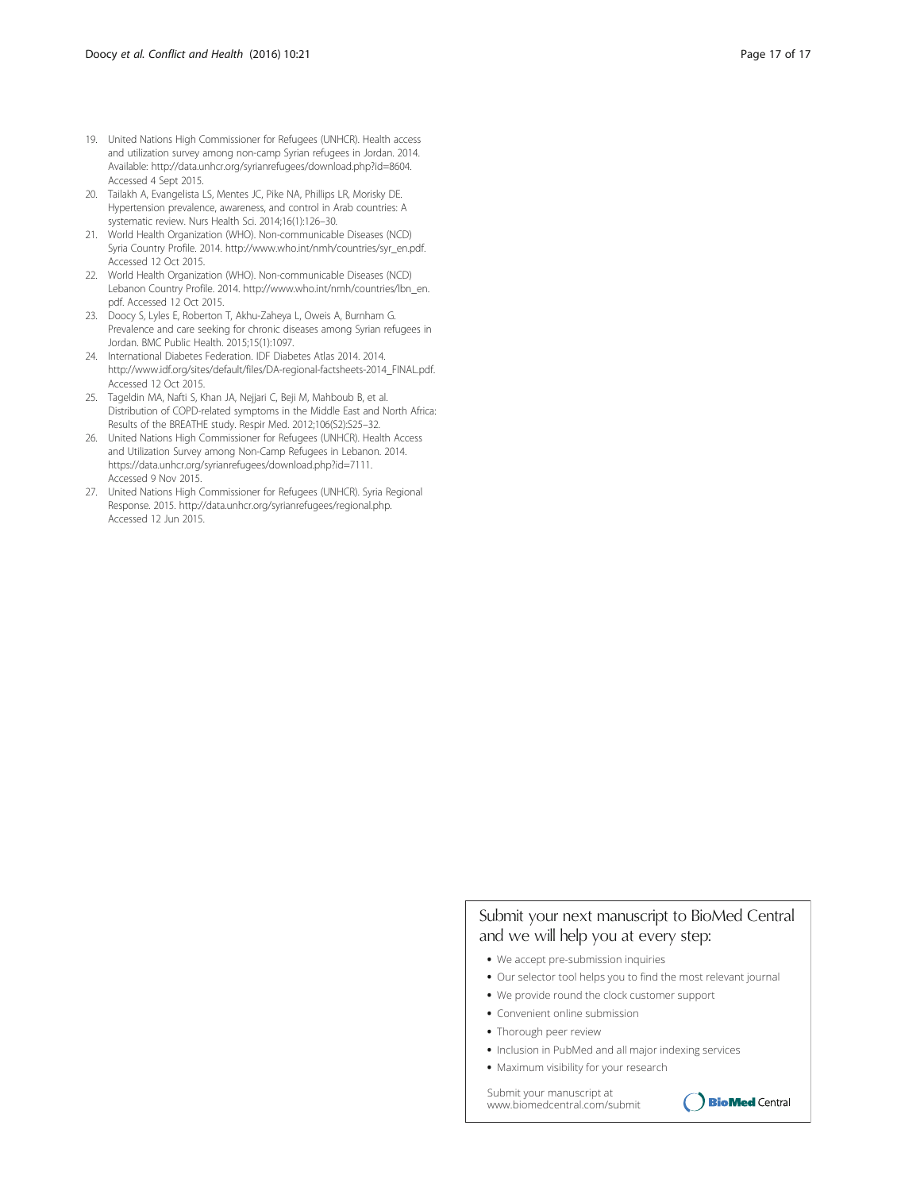19. United Nations High Commissioner for Refugees (UNHCR). Health access and utilization survey among non-camp Syrian refugees in Jordan. 2014. Available: http://data.unhcr.org/syrianrefugees/download.php?id=8604. Accessed 4 Sept 2015.
20. Tailakh A, Evangelista LS, Mentes JC, Pike NA, Phillips LR, Morisky DE. Hypertension prevalence, awareness, and control in Arab countries: A systematic review. Nurs Health Sci. 2014;16(1):126–30.
21. World Health Organization (WHO). Non-communicable Diseases (NCD) Syria Country Profile. 2014. http://www.who.int/nmh/countries/syr_en.pdf. Accessed 12 Oct 2015.
22. World Health Organization (WHO). Non-communicable Diseases (NCD) Lebanon Country Profile. 2014. http://www.who.int/nmh/countries/lbn_en.pdf. Accessed 12 Oct 2015.
23. Doocy S, Lyles E, Roberton T, Akhu-Zaheya L, Oweis A, Burnham G. Prevalence and care seeking for chronic diseases among Syrian refugees in Jordan. BMC Public Health. 2015;15(1):1097.
24. International Diabetes Federation. IDF Diabetes Atlas 2014. 2014. http://www.idf.org/sites/default/files/DA-regional-factsheets-2014_FINAL.pdf. Accessed 12 Oct 2015.
25. Tageldin MA, Nafti S, Khan JA, Nejjari C, Beji M, Mahboub B, et al. Distribution of COPD-related symptoms in the Middle East and North Africa: Results of the BREATHE study. Respir Med. 2012;106(S2):S25–32.
26. United Nations High Commissioner for Refugees (UNHCR). Health Access and Utilization Survey among Non-Camp Refugees in Lebanon. 2014. https://data.unhcr.org/syrianrefugees/download.php?id=7111. Accessed 9 Nov 2015.
27. United Nations High Commissioner for Refugees (UNHCR). Syria Regional Response. 2015. http://data.unhcr.org/syrianrefugees/regional.php. Accessed 12 Jun 2015.

Submit your next manuscript to BioMed Central and we will help you at every step:

- We accept pre-submission inquiries
- Our selector tool helps you to find the most relevant journal
- We provide round the clock customer support
- Convenient online submission
- Thorough peer review
- Inclusion in PubMed and all major indexing services
- Maximum visibility for your research

Submit your manuscript at
www.biomedcentral.com/submit

BioMed Central